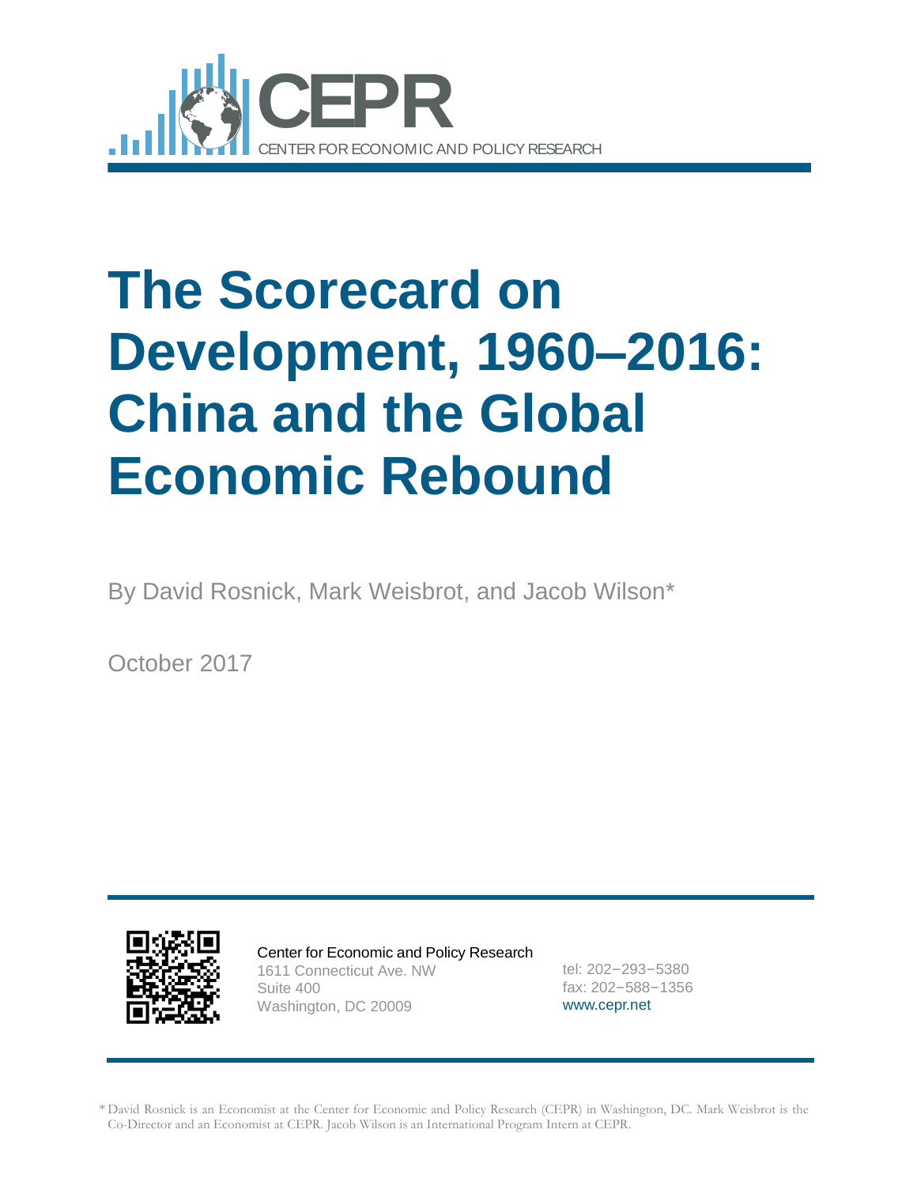CEPR

CENTER FOR ECONOMIC AND POLICY RESEARCH

# The Scorecard on Development, 1960–2016: China and the Global Economic Rebound

By David Rosnick, Mark Weisbrot, and Jacob Wilson*

October 2017

Center for Economic and Policy Research
1611 Connecticut Ave. NW
Suite 400
Washington, DC 20009

tel: 202–293–5380
fax: 202–588–1356
www.cepr.net

* David Rosnick is an Economist at the Center for Economic and Policy Research (CEPR) in Washington, DC. Mark Weisbrot is the Co-Director and an Economist at CEPR. Jacob Wilson is an International Program Intern at CEPR.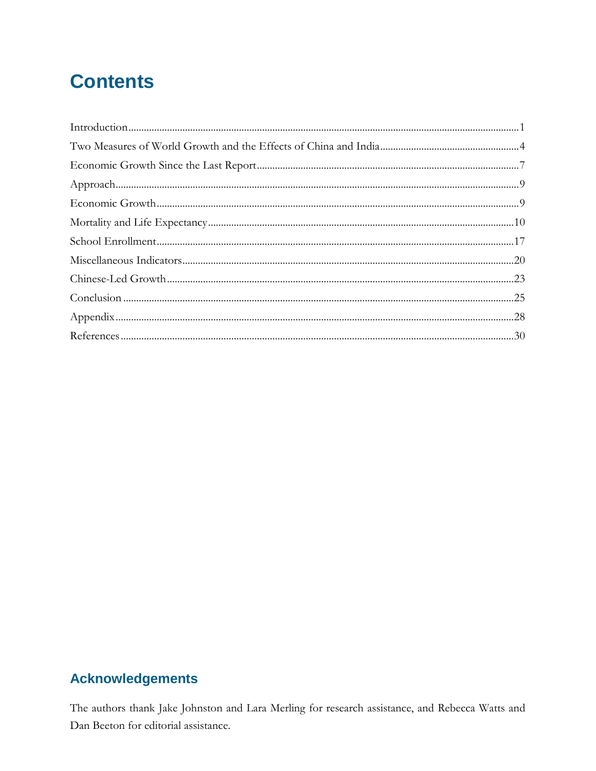# Contents

Introduction........................................................................................................................................1

Two Measures of World Growth and the Effects of China and India......................................................4

Economic Growth Since the Last Report..................................................................................................7

Approach..........................................................................................................................................9

Economic Growth...............................................................................................................................9

Mortality and Life Expectancy..........................................................................................................10

School Enrollment............................................................................................................................17

Miscellaneous Indicators..................................................................................................................20

Chinese-Led Growth.........................................................................................................................23

Conclusion.......................................................................................................................................25

Appendix..........................................................................................................................................28

References.......................................................................................................................................30

## Acknowledgements

The authors thank Jake Johnston and Lara Merling for research assistance, and Rebecca Watts and Dan Beeton for editorial assistance.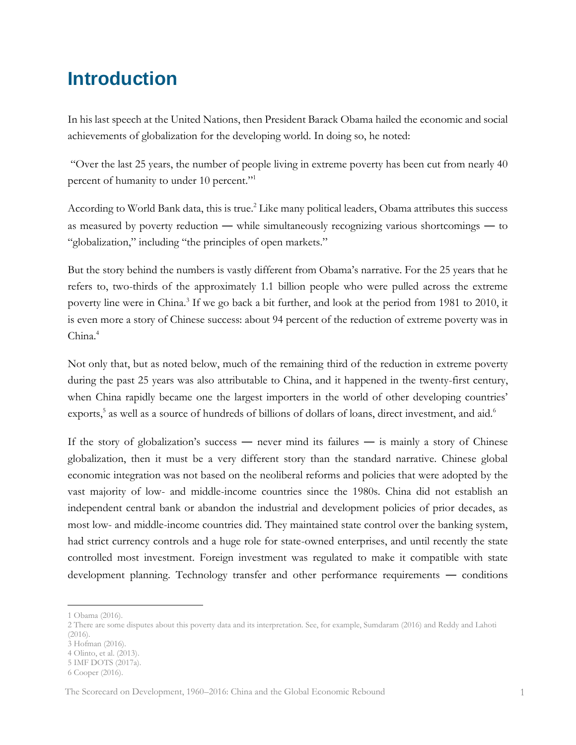# Introduction

In his last speech at the United Nations, then President Barack Obama hailed the economic and social achievements of globalization for the developing world. In doing so, he noted:

"Over the last 25 years, the number of people living in extreme poverty has been cut from nearly 40 percent of humanity to under 10 percent."[1]

According to World Bank data, this is true.[2] Like many political leaders, Obama attributes this success as measured by poverty reduction — while simultaneously recognizing various shortcomings — to "globalization," including "the principles of open markets."

But the story behind the numbers is vastly different from Obama's narrative. For the 25 years that he refers to, two-thirds of the approximately 1.1 billion people who were pulled across the extreme poverty line were in China.[3] If we go back a bit further, and look at the period from 1981 to 2010, it is even more a story of Chinese success: about 94 percent of the reduction of extreme poverty was in China.[4]

Not only that, but as noted below, much of the remaining third of the reduction in extreme poverty during the past 25 years was also attributable to China, and it happened in the twenty-first century, when China rapidly became one the largest importers in the world of other developing countries' exports,[5] as well as a source of hundreds of billions of dollars of loans, direct investment, and aid.[6]

If the story of globalization's success — never mind its failures — is mainly a story of Chinese globalization, then it must be a very different story than the standard narrative. Chinese global economic integration was not based on the neoliberal reforms and policies that were adopted by the vast majority of low- and middle-income countries since the 1980s. China did not establish an independent central bank or abandon the industrial and development policies of prior decades, as most low- and middle-income countries did. They maintained state control over the banking system, had strict currency controls and a huge role for state-owned enterprises, and until recently the state controlled most investment. Foreign investment was regulated to make it compatible with state development planning. Technology transfer and other performance requirements — conditions

---

1 Obama (2016).

2 There are some disputes about this poverty data and its interpretation. See, for example, Sumdaram (2016) and Reddy and Lahoti (2016).

3 Hofman (2016).

4 Olinto, et al. (2013).

5 IMF DOTS (2017a).

6 Cooper (2016).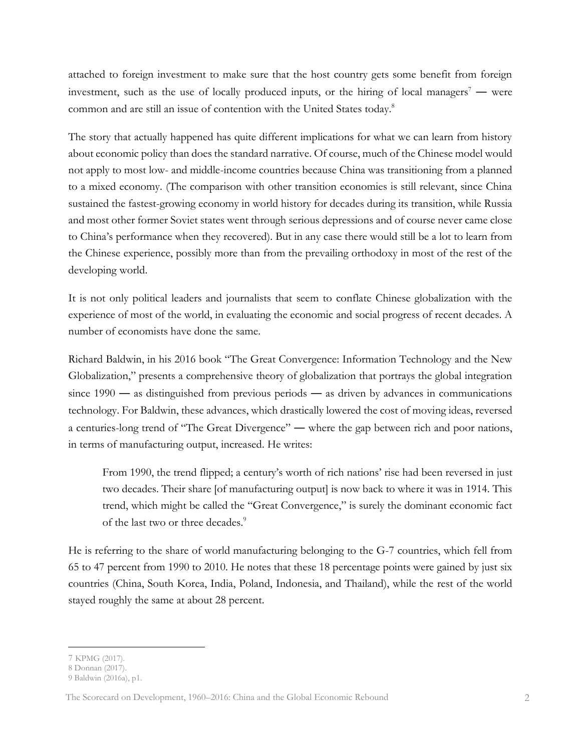attached to foreign investment to make sure that the host country gets some benefit from foreign investment, such as the use of locally produced inputs, or the hiring of local managers[7] — were common and are still an issue of contention with the United States today.[8]

The story that actually happened has quite different implications for what we can learn from history about economic policy than does the standard narrative. Of course, much of the Chinese model would not apply to most low- and middle-income countries because China was transitioning from a planned to a mixed economy. (The comparison with other transition economies is still relevant, since China sustained the fastest-growing economy in world history for decades during its transition, while Russia and most other former Soviet states went through serious depressions and of course never came close to China's performance when they recovered). But in any case there would still be a lot to learn from the Chinese experience, possibly more than from the prevailing orthodoxy in most of the rest of the developing world.

It is not only political leaders and journalists that seem to conflate Chinese globalization with the experience of most of the world, in evaluating the economic and social progress of recent decades. A number of economists have done the same.

Richard Baldwin, in his 2016 book "The Great Convergence: Information Technology and the New Globalization," presents a comprehensive theory of globalization that portrays the global integration since 1990 — as distinguished from previous periods — as driven by advances in communications technology. For Baldwin, these advances, which drastically lowered the cost of moving ideas, reversed a centuries-long trend of "The Great Divergence" — where the gap between rich and poor nations, in terms of manufacturing output, increased. He writes:

> From 1990, the trend flipped; a century's worth of rich nations' rise had been reversed in just two decades. Their share [of manufacturing output] is now back to where it was in 1914. This trend, which might be called the "Great Convergence," is surely the dominant economic fact of the last two or three decades.[9]

He is referring to the share of world manufacturing belonging to the G-7 countries, which fell from 65 to 47 percent from 1990 to 2010. He notes that these 18 percentage points were gained by just six countries (China, South Korea, India, Poland, Indonesia, and Thailand), while the rest of the world stayed roughly the same at about 28 percent.

---

7 KPMG (2017).
8 Donnan (2017).
9 Baldwin (2016a), p1.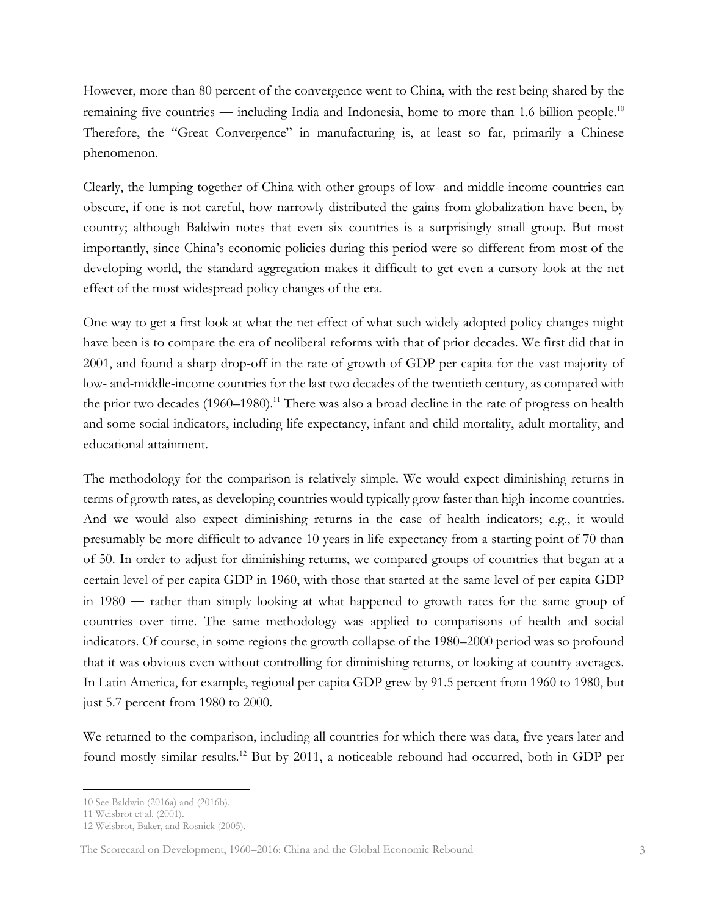However, more than 80 percent of the convergence went to China, with the rest being shared by the remaining five countries — including India and Indonesia, home to more than 1.6 billion people.[10] Therefore, the "Great Convergence" in manufacturing is, at least so far, primarily a Chinese phenomenon.

Clearly, the lumping together of China with other groups of low- and middle-income countries can obscure, if one is not careful, how narrowly distributed the gains from globalization have been, by country; although Baldwin notes that even six countries is a surprisingly small group. But most importantly, since China's economic policies during this period were so different from most of the developing world, the standard aggregation makes it difficult to get even a cursory look at the net effect of the most widespread policy changes of the era.

One way to get a first look at what the net effect of what such widely adopted policy changes might have been is to compare the era of neoliberal reforms with that of prior decades. We first did that in 2001, and found a sharp drop-off in the rate of growth of GDP per capita for the vast majority of low- and-middle-income countries for the last two decades of the twentieth century, as compared with the prior two decades (1960–1980).[11] There was also a broad decline in the rate of progress on health and some social indicators, including life expectancy, infant and child mortality, adult mortality, and educational attainment.

The methodology for the comparison is relatively simple. We would expect diminishing returns in terms of growth rates, as developing countries would typically grow faster than high-income countries. And we would also expect diminishing returns in the case of health indicators; e.g., it would presumably be more difficult to advance 10 years in life expectancy from a starting point of 70 than of 50. In order to adjust for diminishing returns, we compared groups of countries that began at a certain level of per capita GDP in 1960, with those that started at the same level of per capita GDP in 1980 — rather than simply looking at what happened to growth rates for the same group of countries over time. The same methodology was applied to comparisons of health and social indicators. Of course, in some regions the growth collapse of the 1980–2000 period was so profound that it was obvious even without controlling for diminishing returns, or looking at country averages. In Latin America, for example, regional per capita GDP grew by 91.5 percent from 1960 to 1980, but just 5.7 percent from 1980 to 2000.

We returned to the comparison, including all countries for which there was data, five years later and found mostly similar results.[12] But by 2011, a noticeable rebound had occurred, both in GDP per

---

10 See Baldwin (2016a) and (2016b).

11 Weisbrot et al. (2001).

12 Weisbrot, Baker, and Rosnick (2005).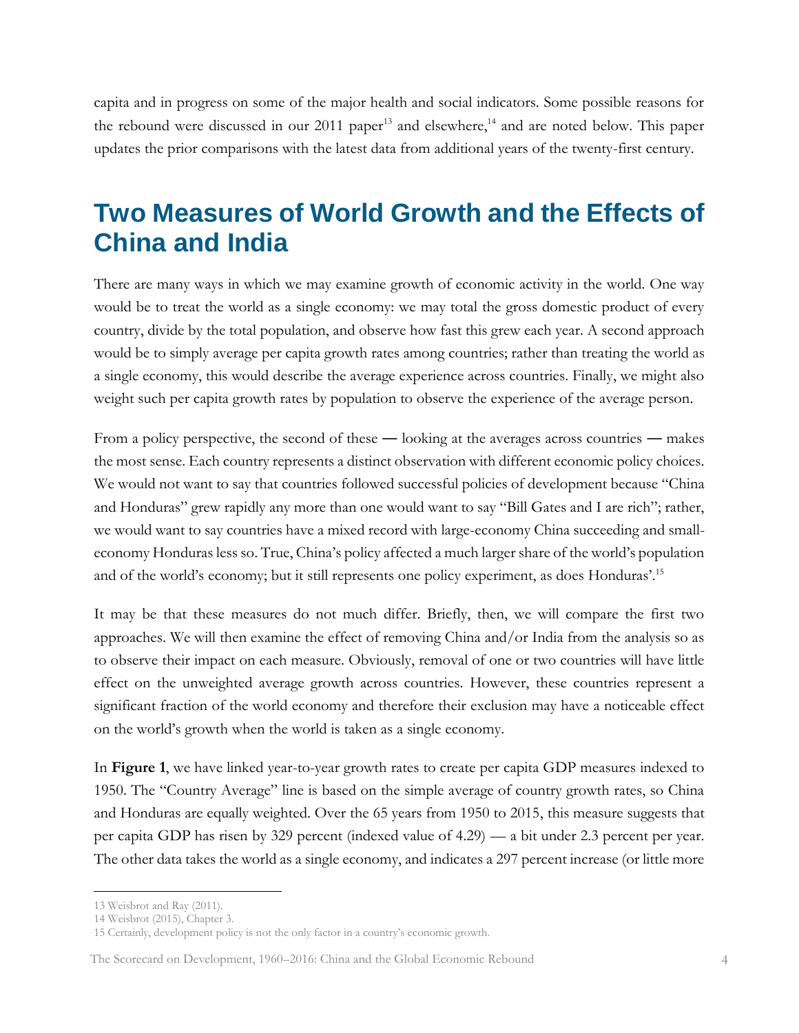capita and in progress on some of the major health and social indicators. Some possible reasons for the rebound were discussed in our 2011 paper[13] and elsewhere,[14] and are noted below. This paper updates the prior comparisons with the latest data from additional years of the twenty-first century.

## Two Measures of World Growth and the Effects of China and India

There are many ways in which we may examine growth of economic activity in the world. One way would be to treat the world as a single economy: we may total the gross domestic product of every country, divide by the total population, and observe how fast this grew each year. A second approach would be to simply average per capita growth rates among countries; rather than treating the world as a single economy, this would describe the average experience across countries. Finally, we might also weight such per capita growth rates by population to observe the experience of the average person.

From a policy perspective, the second of these — looking at the averages across countries — makes the most sense. Each country represents a distinct observation with different economic policy choices. We would not want to say that countries followed successful policies of development because "China and Honduras" grew rapidly any more than one would want to say "Bill Gates and I are rich"; rather, we would want to say countries have a mixed record with large-economy China succeeding and small-economy Honduras less so. True, China's policy affected a much larger share of the world's population and of the world's economy; but it still represents one policy experiment, as does Honduras'.[15]

It may be that these measures do not much differ. Briefly, then, we will compare the first two approaches. We will then examine the effect of removing China and/or India from the analysis so as to observe their impact on each measure. Obviously, removal of one or two countries will have little effect on the unweighted average growth across countries. However, these countries represent a significant fraction of the world economy and therefore their exclusion may have a noticeable effect on the world's growth when the world is taken as a single economy.

In **Figure 1**, we have linked year-to-year growth rates to create per capita GDP measures indexed to 1950. The "Country Average" line is based on the simple average of country growth rates, so China and Honduras are equally weighted. Over the 65 years from 1950 to 2015, this measure suggests that per capita GDP has risen by 329 percent (indexed value of 4.29) — a bit under 2.3 percent per year. The other data takes the world as a single economy, and indicates a 297 percent increase (or little more

---

13 Weisbrot and Ray (2011).

14 Weisbrot (2015), Chapter 3.

15 Certainly, development policy is not the only factor in a country's economic growth.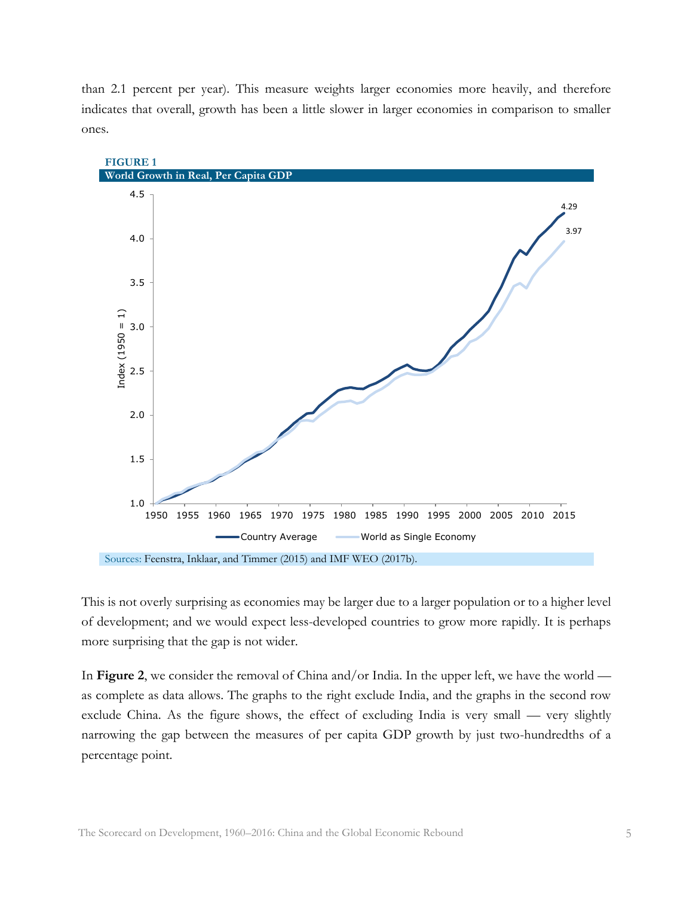than 2.1 percent per year). This measure weights larger economies more heavily, and therefore indicates that overall, growth has been a little slower in larger economies in comparison to smaller ones.

**FIGURE 1**

**World Growth in Real, Per Capita GDP**

Sources: Feenstra, Inklaar, and Timmer (2015) and IMF WEO (2017b).

This is not overly surprising as economies may be larger due to a larger population or to a higher level of development; and we would expect less-developed countries to grow more rapidly. It is perhaps more surprising that the gap is not wider.

In **Figure 2**, we consider the removal of China and/or India. In the upper left, we have the world — as complete as data allows. The graphs to the right exclude India, and the graphs in the second row exclude China. As the figure shows, the effect of excluding India is very small — very slightly narrowing the gap between the measures of per capita GDP growth by just two-hundredths of a percentage point.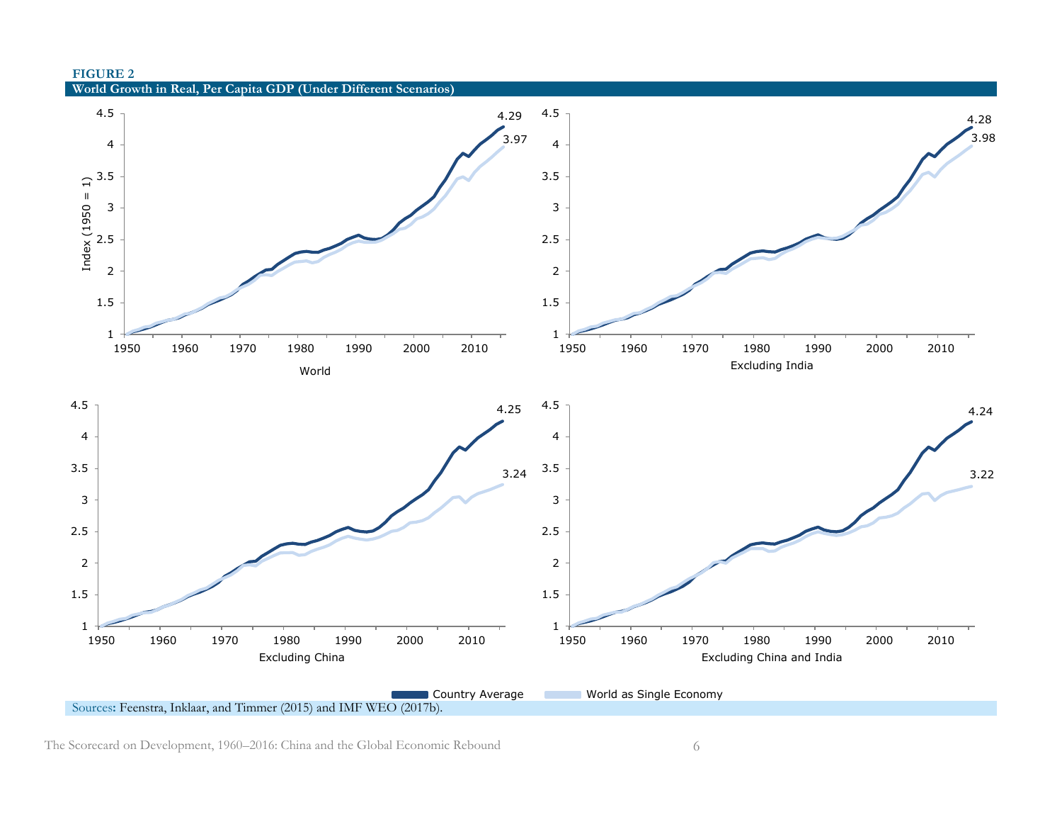**FIGURE 2**

**World Growth in Real, Per Capita GDP (Under Different Scenarios)**

Legend: Country Average; World as Single Economy

Panels (Index (1950 = 1), 1950–2015):

- World: Country Average 4.29; World as Single Economy 3.97
- Excluding India: Country Average 4.28; World as Single Economy 3.98
- Excluding China: Country Average 4.25; World as Single Economy 3.24
- Excluding China and India: Country Average 4.24; World as Single Economy 3.22

Sources: Feenstra, Inklaar, and Timmer (2015) and IMF WEO (2017b).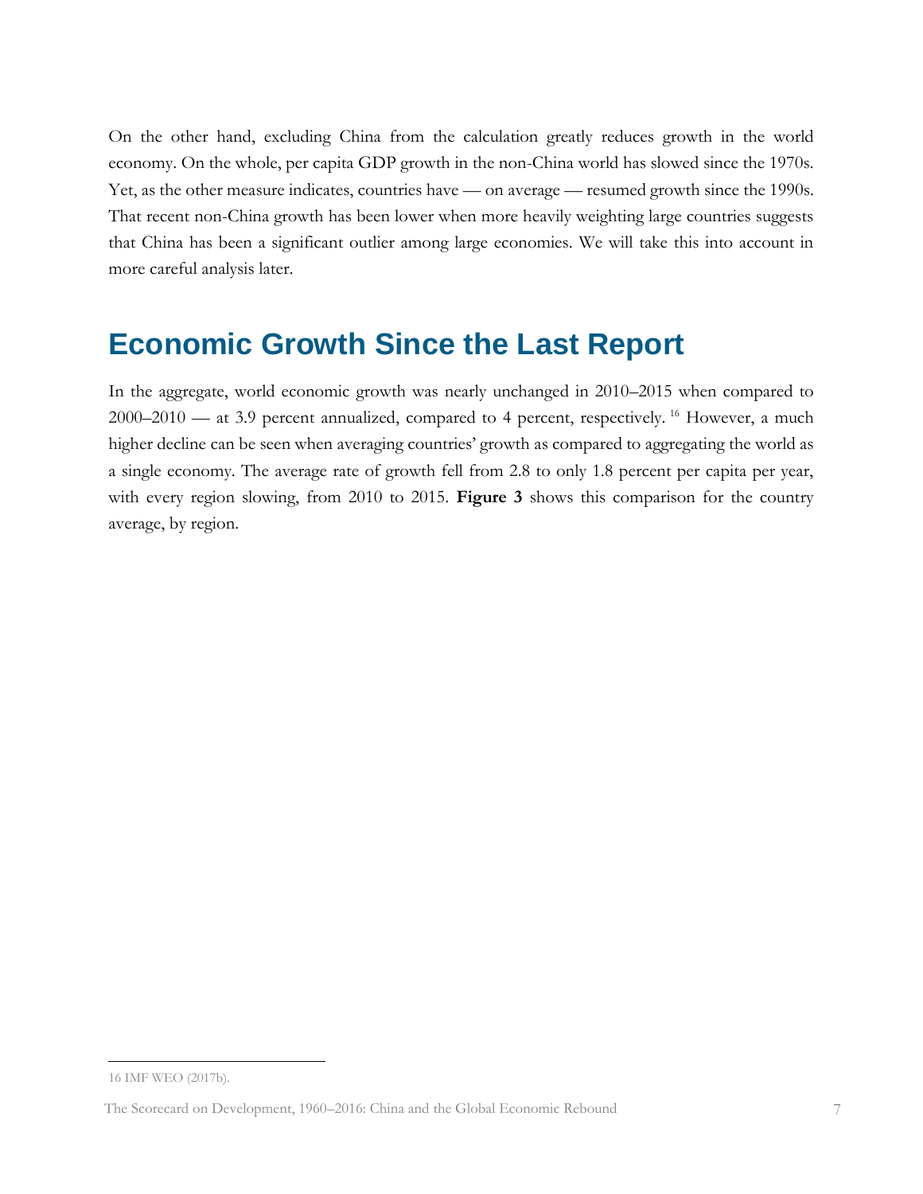On the other hand, excluding China from the calculation greatly reduces growth in the world economy. On the whole, per capita GDP growth in the non-China world has slowed since the 1970s. Yet, as the other measure indicates, countries have — on average — resumed growth since the 1990s. That recent non-China growth has been lower when more heavily weighting large countries suggests that China has been a significant outlier among large economies. We will take this into account in more careful analysis later.

## Economic Growth Since the Last Report

In the aggregate, world economic growth was nearly unchanged in 2010–2015 when compared to 2000–2010 — at 3.9 percent annualized, compared to 4 percent, respectively.[16] However, a much higher decline can be seen when averaging countries' growth as compared to aggregating the world as a single economy. The average rate of growth fell from 2.8 to only 1.8 percent per capita per year, with every region slowing, from 2010 to 2015. **Figure 3** shows this comparison for the country average, by region.

---

16 IMF WEO (2017b).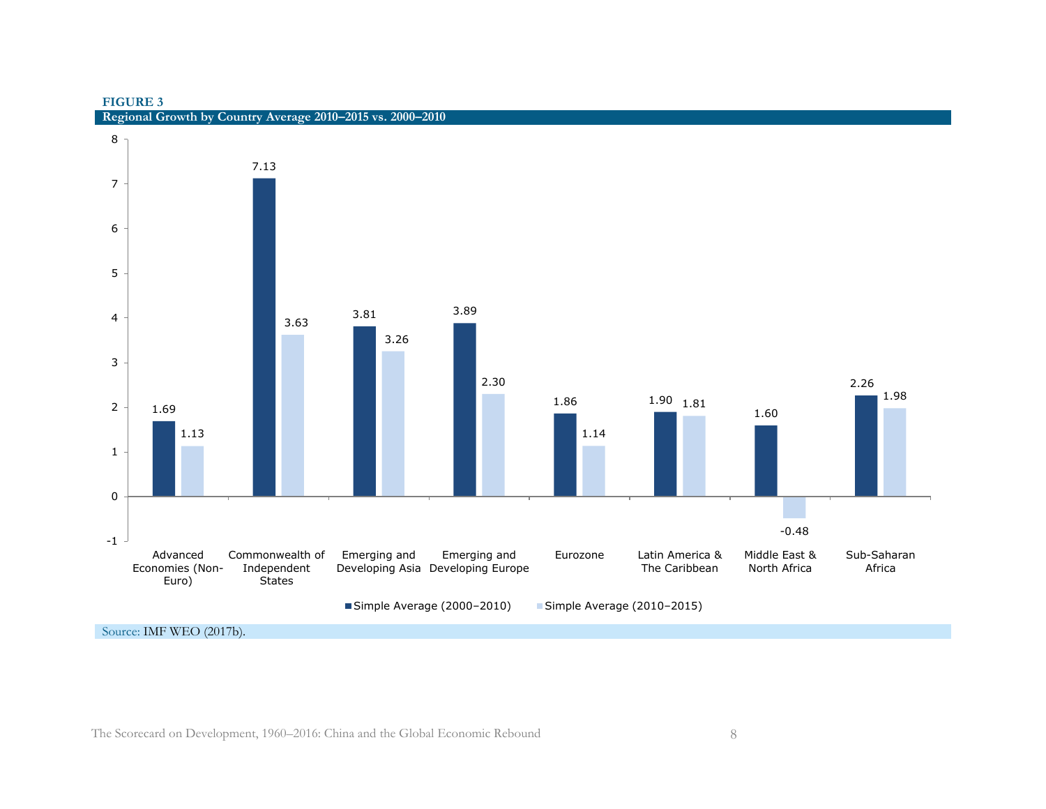**FIGURE 3**

**Regional Growth by Country Average 2010–2015 vs. 2000–2010**

| Region | Simple Average (2000–2010) | Simple Average (2010–2015) |
| --- | --- | --- |
| Advanced Economies (Non-Euro) | 1.69 | 1.13 |
| Commonwealth of Independent States | 7.13 | 3.63 |
| Emerging and Developing Asia | 3.81 | 3.26 |
| Emerging and Developing Europe | 3.89 | 2.30 |
| Eurozone | 1.86 | 1.14 |
| Latin America & The Caribbean | 1.90 | 1.81 |
| Middle East & North Africa | 1.60 | -0.48 |
| Sub-Saharan Africa | 2.26 | 1.98 |

Source: IMF WEO (2017b).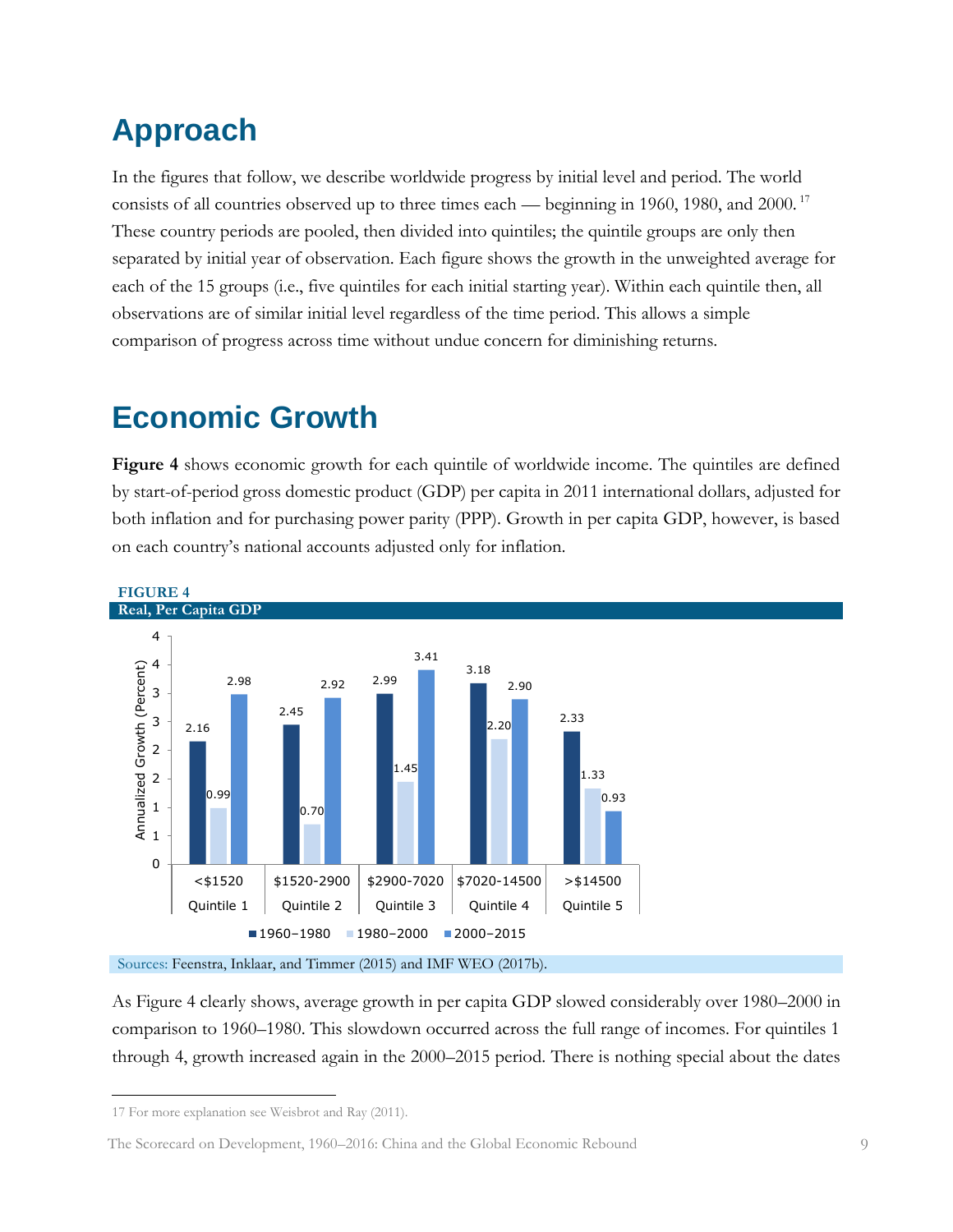# Approach

In the figures that follow, we describe worldwide progress by initial level and period. The world consists of all countries observed up to three times each — beginning in 1960, 1980, and 2000.[17] These country periods are pooled, then divided into quintiles; the quintile groups are only then separated by initial year of observation. Each figure shows the growth in the unweighted average for each of the 15 groups (i.e., five quintiles for each initial starting year). Within each quintile then, all observations are of similar initial level regardless of the time period. This allows a simple comparison of progress across time without undue concern for diminishing returns.

# Economic Growth

**Figure 4** shows economic growth for each quintile of worldwide income. The quintiles are defined by start-of-period gross domestic product (GDP) per capita in 2011 international dollars, adjusted for both inflation and for purchasing power parity (PPP). Growth in per capita GDP, however, is based on each country's national accounts adjusted only for inflation.

**FIGURE 4**

**Real, Per Capita GDP**

Annualized Growth (Percent)

| | 1960–1980 | 1980–2000 | 2000–2015 |
|---|---|---|---|
| Quintile 1 (<$1520) | 2.16 | 0.99 | 2.98 |
| Quintile 2 ($1520-2900) | 2.45 | 0.70 | 2.92 |
| Quintile 3 ($2900-7020) | 2.99 | 1.45 | 3.41 |
| Quintile 4 ($7020-14500) | 3.18 | 2.20 | 2.90 |
| Quintile 5 (>$14500) | 2.33 | 1.33 | 0.93 |

Sources: Feenstra, Inklaar, and Timmer (2015) and IMF WEO (2017b).

As Figure 4 clearly shows, average growth in per capita GDP slowed considerably over 1980–2000 in comparison to 1960–1980. This slowdown occurred across the full range of incomes. For quintiles 1 through 4, growth increased again in the 2000–2015 period. There is nothing special about the dates

17 For more explanation see Weisbrot and Ray (2011).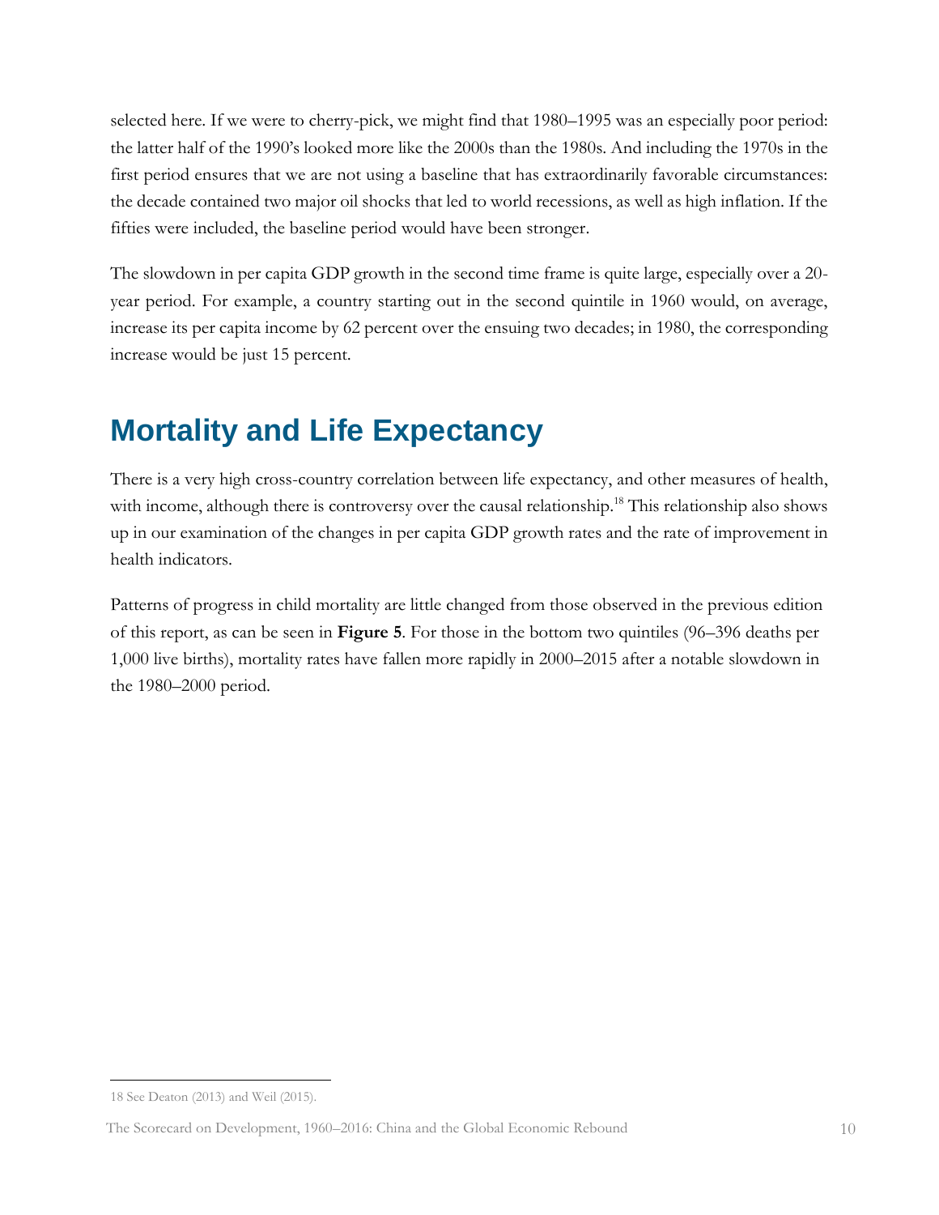selected here. If we were to cherry-pick, we might find that 1980–1995 was an especially poor period: the latter half of the 1990's looked more like the 2000s than the 1980s. And including the 1970s in the first period ensures that we are not using a baseline that has extraordinarily favorable circumstances: the decade contained two major oil shocks that led to world recessions, as well as high inflation. If the fifties were included, the baseline period would have been stronger.

The slowdown in per capita GDP growth in the second time frame is quite large, especially over a 20-year period. For example, a country starting out in the second quintile in 1960 would, on average, increase its per capita income by 62 percent over the ensuing two decades; in 1980, the corresponding increase would be just 15 percent.

## Mortality and Life Expectancy

There is a very high cross-country correlation between life expectancy, and other measures of health, with income, although there is controversy over the causal relationship.[18] This relationship also shows up in our examination of the changes in per capita GDP growth rates and the rate of improvement in health indicators.

Patterns of progress in child mortality are little changed from those observed in the previous edition of this report, as can be seen in **Figure 5**. For those in the bottom two quintiles (96–396 deaths per 1,000 live births), mortality rates have fallen more rapidly in 2000–2015 after a notable slowdown in the 1980–2000 period.

18 See Deaton (2013) and Weil (2015).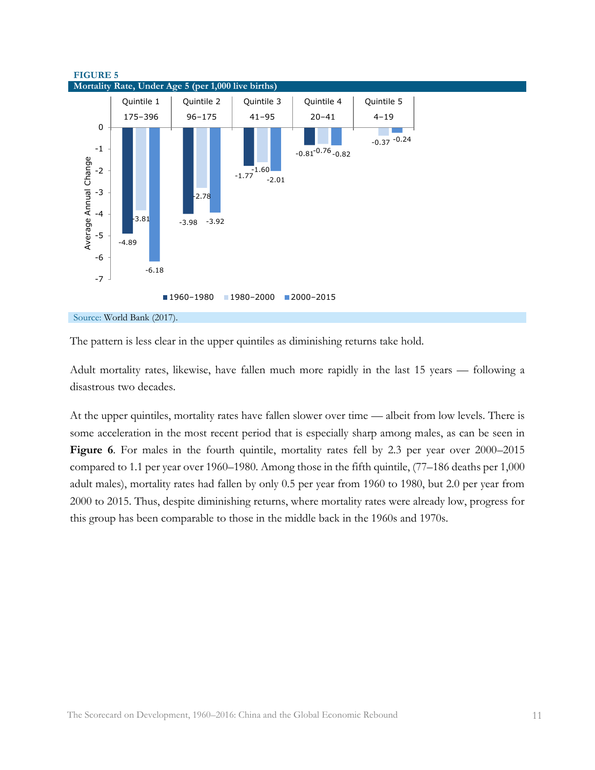**FIGURE 5**

**Mortality Rate, Under Age 5 (per 1,000 live births)**

| Quintile | Range | 1960–1980 | 1980–2000 | 2000–2015 |
|---|---|---|---|---|
| Quintile 1 | 175–396 | -4.89 | -3.81 | -6.18 |
| Quintile 2 | 96–175 | -3.98 | -2.78 | -3.92 |
| Quintile 3 | 41–95 | -1.77 | -1.60 | -2.01 |
| Quintile 4 | 20–41 | -0.81 | -0.76 | -0.82 |
| Quintile 5 | 4–19 | | -0.37 | -0.24 |

Average Annual Change

Source: World Bank (2017).

The pattern is less clear in the upper quintiles as diminishing returns take hold.

Adult mortality rates, likewise, have fallen much more rapidly in the last 15 years — following a disastrous two decades.

At the upper quintiles, mortality rates have fallen slower over time — albeit from low levels. There is some acceleration in the most recent period that is especially sharp among males, as can be seen in **Figure 6**. For males in the fourth quintile, mortality rates fell by 2.3 per year over 2000–2015 compared to 1.1 per year over 1960–1980. Among those in the fifth quintile, (77–186 deaths per 1,000 adult males), mortality rates had fallen by only 0.5 per year from 1960 to 1980, but 2.0 per year from 2000 to 2015. Thus, despite diminishing returns, where mortality rates were already low, progress for this group has been comparable to those in the middle back in the 1960s and 1970s.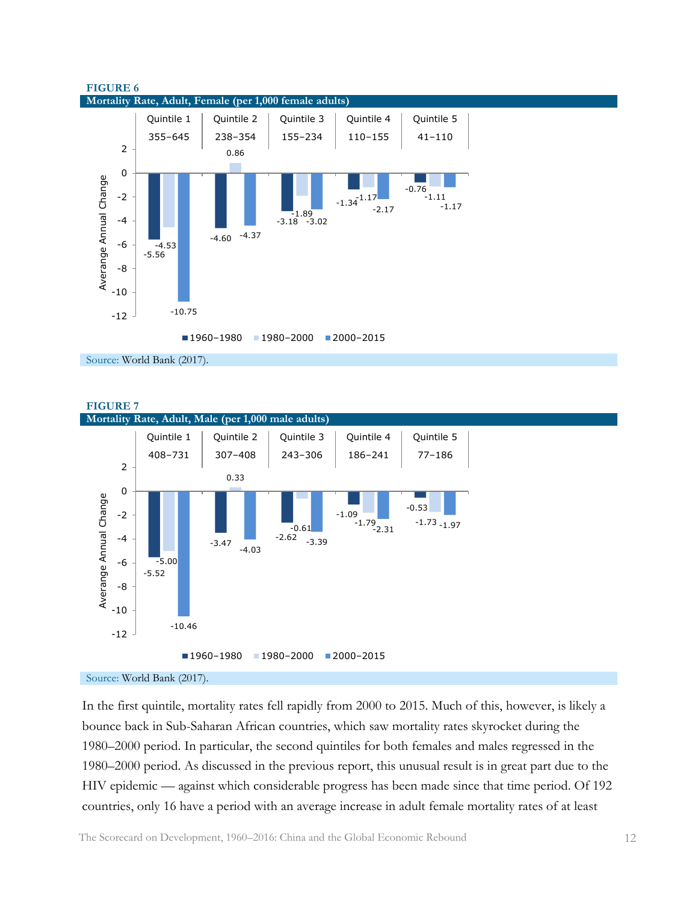**FIGURE 6**

**Mortality Rate, Adult, Female (per 1,000 female adults)**

| | Quintile 1 (355–645) | Quintile 2 (238–354) | Quintile 3 (155–234) | Quintile 4 (110–155) | Quintile 5 (41–110) |
|---|---|---|---|---|---|
| 1960–1980 | -5.56 | -4.60 | -3.18 | -1.34 | -0.76 |
| 1980–2000 | -4.53 | 0.86 | -1.89 | -1.17 | -1.11 |
| 2000–2015 | -10.75 | -4.37 | -3.02 | -2.17 | -1.17 |

Y-axis: Averange Annual Change

Source: World Bank (2017).

**FIGURE 7**

**Mortality Rate, Adult, Male (per 1,000 male adults)**

| | Quintile 1 (408–731) | Quintile 2 (307–408) | Quintile 3 (243–306) | Quintile 4 (186–241) | Quintile 5 (77–186) |
|---|---|---|---|---|---|
| 1960–1980 | -5.52 | -3.47 | -2.62 | -1.09 | -0.53 |
| 1980–2000 | -5.00 | 0.33 | -0.61 | -1.79 | -1.73 |
| 2000–2015 | -10.46 | -4.03 | -3.39 | -2.31 | -1.97 |

Y-axis: Averange Annual Change

Source: World Bank (2017).

In the first quintile, mortality rates fell rapidly from 2000 to 2015. Much of this, however, is likely a bounce back in Sub-Saharan African countries, which saw mortality rates skyrocket during the 1980–2000 period. In particular, the second quintiles for both females and males regressed in the 1980–2000 period. As discussed in the previous report, this unusual result is in great part due to the HIV epidemic — against which considerable progress has been made since that time period. Of 192 countries, only 16 have a period with an average increase in adult female mortality rates of at least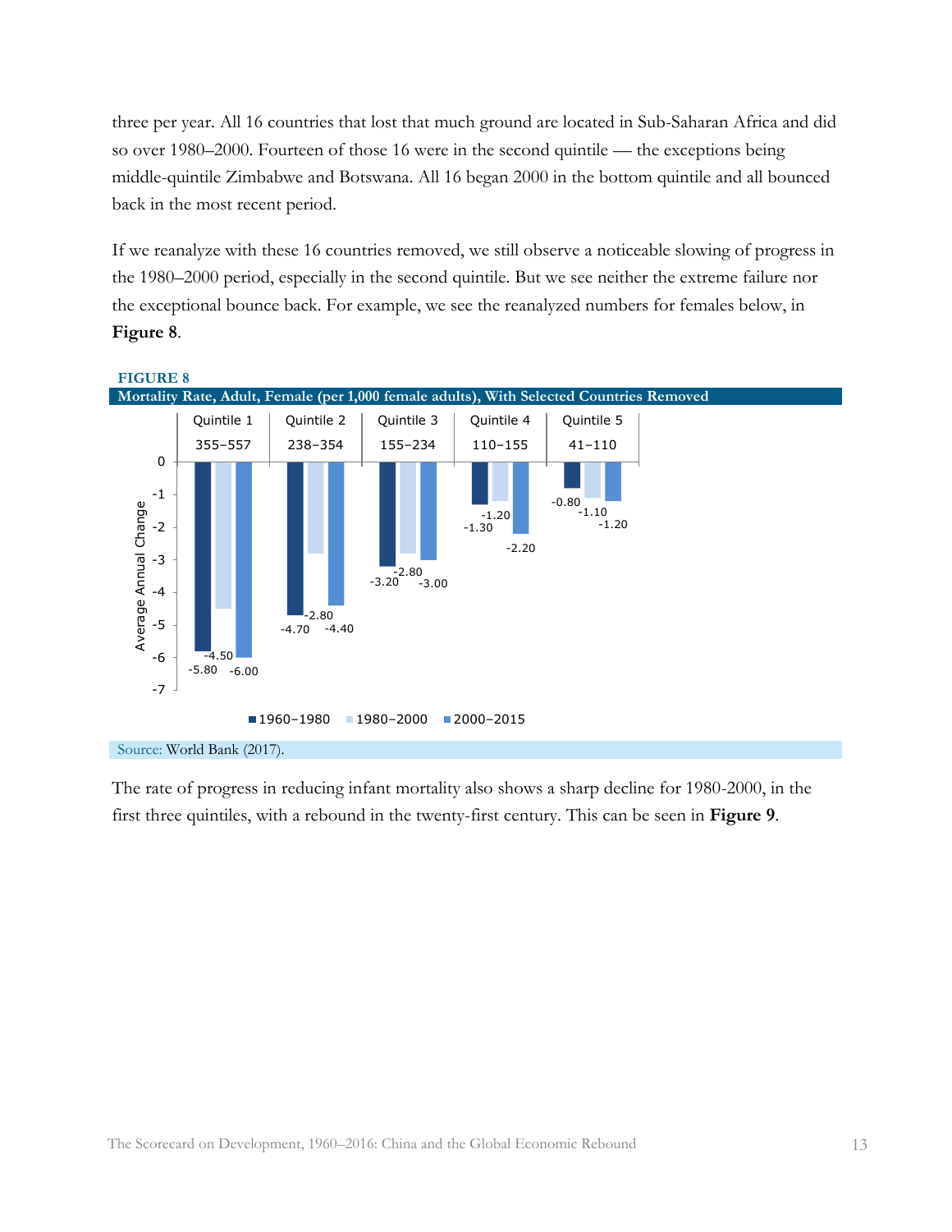three per year. All 16 countries that lost that much ground are located in Sub-Saharan Africa and did so over 1980–2000. Fourteen of those 16 were in the second quintile — the exceptions being middle-quintile Zimbabwe and Botswana. All 16 began 2000 in the bottom quintile and all bounced back in the most recent period.

If we reanalyze with these 16 countries removed, we still observe a noticeable slowing of progress in the 1980–2000 period, especially in the second quintile. But we see neither the extreme failure nor the exceptional bounce back. For example, we see the reanalyzed numbers for females below, in **Figure 8**.

**FIGURE 8**

**Mortality Rate, Adult, Female (per 1,000 female adults), With Selected Countries Removed**

Average Annual Change

| | Quintile 1 (355–557) | Quintile 2 (238–354) | Quintile 3 (155–234) | Quintile 4 (110–155) | Quintile 5 (41–110) |
|---|---|---|---|---|---|
| 1960–1980 | -5.80 | -4.70 | -3.20 | -1.30 | -0.80 |
| 1980–2000 | -4.50 | -2.80 | -2.80 | -1.20 | -1.10 |
| 2000–2015 | -6.00 | -4.40 | -3.00 | -2.20 | -1.20 |

Source: World Bank (2017).

The rate of progress in reducing infant mortality also shows a sharp decline for 1980-2000, in the first three quintiles, with a rebound in the twenty-first century. This can be seen in **Figure 9**.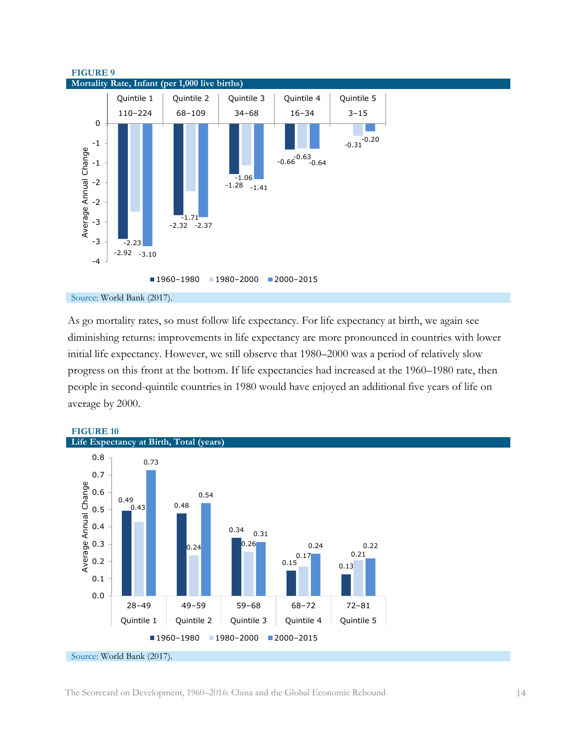**FIGURE 9**

**Mortality Rate, Infant (per 1,000 live births)**

| | Quintile 1 | Quintile 2 | Quintile 3 | Quintile 4 | Quintile 5 |
|---|---|---|---|---|---|
| | 110–224 | 68–109 | 34–68 | 16–34 | 3–15 |
| 1960–1980 | -2.92 | -2.32 | -1.28 | -0.66 | |
| 1980–2000 | -2.23 | -1.71 | -1.06 | -0.63 | -0.31 |
| 2000–2015 | -3.10 | -2.37 | -1.41 | -0.64 | -0.20 |

Source: World Bank (2017).

As go mortality rates, so must follow life expectancy. For life expectancy at birth, we again see diminishing returns: improvements in life expectancy are more pronounced in countries with lower initial life expectancy. However, we still observe that 1980–2000 was a period of relatively slow progress on this front at the bottom. If life expectancies had increased at the 1960–1980 rate, then people in second-quintile countries in 1980 would have enjoyed an additional five years of life on average by 2000.

**FIGURE 10**

**Life Expectancy at Birth, Total (years)**

| | Quintile 1 | Quintile 2 | Quintile 3 | Quintile 4 | Quintile 5 |
|---|---|---|---|---|---|
| | 28–49 | 49–59 | 59–68 | 68–72 | 72–81 |
| 1960–1980 | 0.49 | 0.48 | 0.34 | 0.15 | 0.13 |
| 1980–2000 | 0.43 | 0.24 | 0.26 | 0.17 | 0.21 |
| 2000–2015 | 0.73 | 0.54 | 0.31 | 0.24 | 0.22 |

Source: World Bank (2017).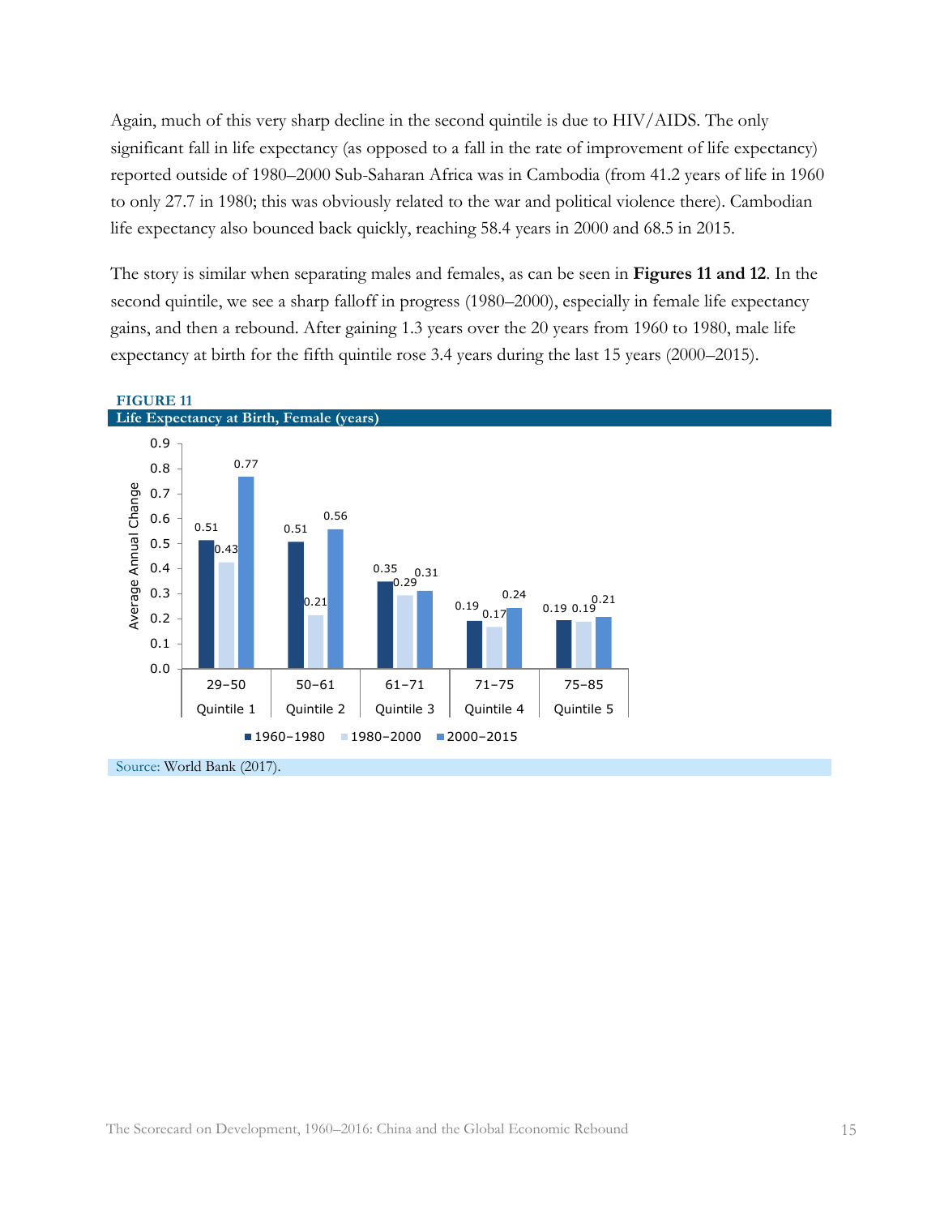Again, much of this very sharp decline in the second quintile is due to HIV/AIDS. The only significant fall in life expectancy (as opposed to a fall in the rate of improvement of life expectancy) reported outside of 1980–2000 Sub-Saharan Africa was in Cambodia (from 41.2 years of life in 1960 to only 27.7 in 1980; this was obviously related to the war and political violence there). Cambodian life expectancy also bounced back quickly, reaching 58.4 years in 2000 and 68.5 in 2015.

The story is similar when separating males and females, as can be seen in **Figures 11 and 12**. In the second quintile, we see a sharp falloff in progress (1980–2000), especially in female life expectancy gains, and then a rebound. After gaining 1.3 years over the 20 years from 1960 to 1980, male life expectancy at birth for the fifth quintile rose 3.4 years during the last 15 years (2000–2015).

**FIGURE 11**

**Life Expectancy at Birth, Female (years)**

Average Annual Change

| Quintile | Range | 1960–1980 | 1980–2000 | 2000–2015 |
|---|---|---|---|---|
| Quintile 1 | 29–50 | 0.51 | 0.43 | 0.77 |
| Quintile 2 | 50–61 | 0.51 | 0.21 | 0.56 |
| Quintile 3 | 61–71 | 0.35 | 0.29 | 0.31 |
| Quintile 4 | 71–75 | 0.19 | 0.17 | 0.24 |
| Quintile 5 | 75–85 | 0.19 | 0.19 | 0.21 |

Source: World Bank (2017).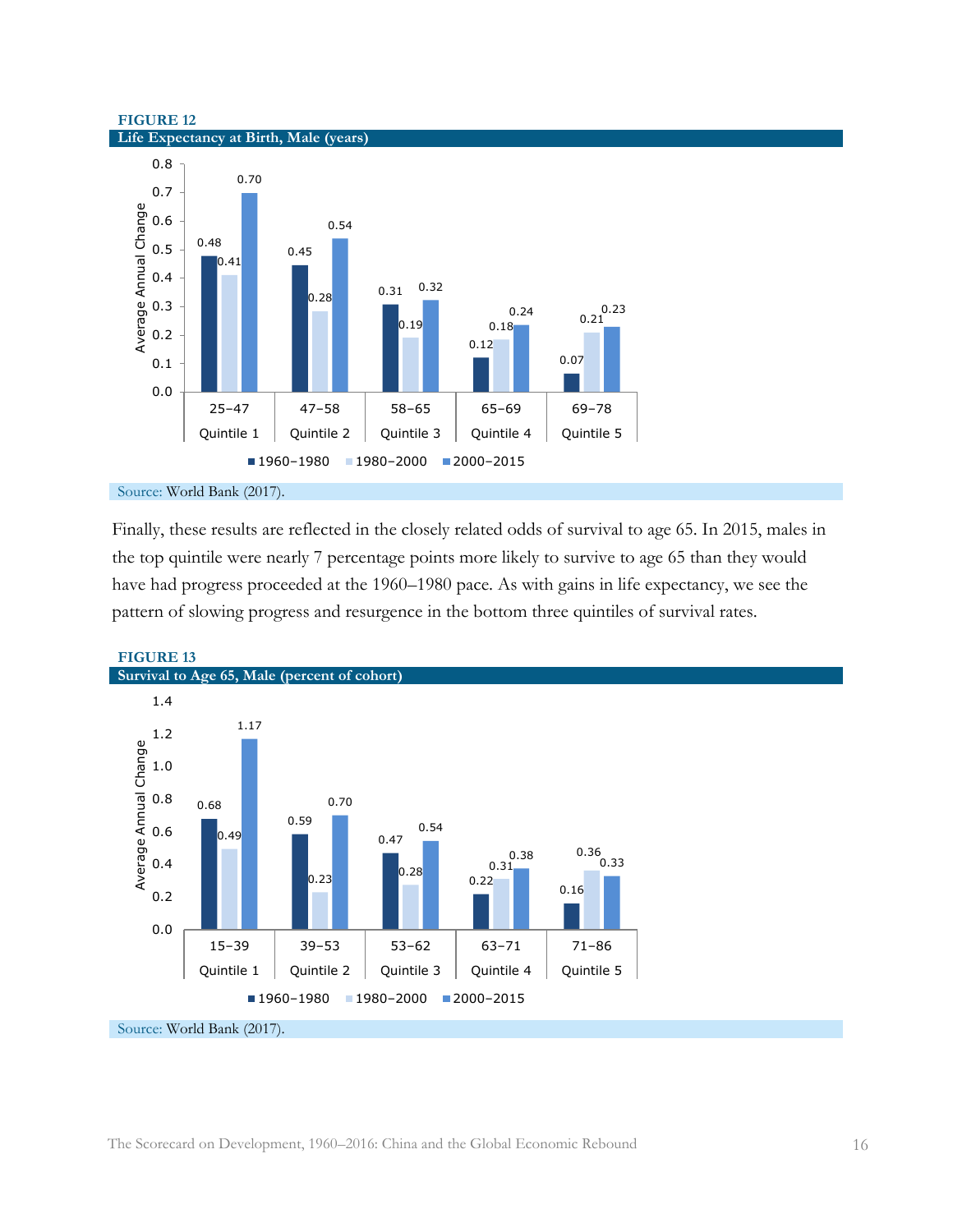**FIGURE 12**

**Life Expectancy at Birth, Male (years)**

Average Annual Change

| | 25–47 Quintile 1 | 47–58 Quintile 2 | 58–65 Quintile 3 | 65–69 Quintile 4 | 69–78 Quintile 5 |
|---|---|---|---|---|---|
| 1960–1980 | 0.48 | 0.45 | 0.31 | 0.12 | 0.07 |
| 1980–2000 | 0.41 | 0.28 | 0.19 | 0.18 | 0.21 |
| 2000–2015 | 0.70 | 0.54 | 0.32 | 0.24 | 0.23 |

Source: World Bank (2017).

Finally, these results are reflected in the closely related odds of survival to age 65. In 2015, males in the top quintile were nearly 7 percentage points more likely to survive to age 65 than they would have had progress proceeded at the 1960–1980 pace. As with gains in life expectancy, we see the pattern of slowing progress and resurgence in the bottom three quintiles of survival rates.

**FIGURE 13**

**Survival to Age 65, Male (percent of cohort)**

Average Annual Change

| | 15–39 Quintile 1 | 39–53 Quintile 2 | 53–62 Quintile 3 | 63–71 Quintile 4 | 71–86 Quintile 5 |
|---|---|---|---|---|---|
| 1960–1980 | 0.68 | 0.59 | 0.47 | 0.22 | 0.16 |
| 1980–2000 | 0.49 | 0.23 | 0.28 | 0.31 | 0.36 |
| 2000–2015 | 1.17 | 0.70 | 0.54 | 0.38 | 0.33 |

Source: World Bank (2017).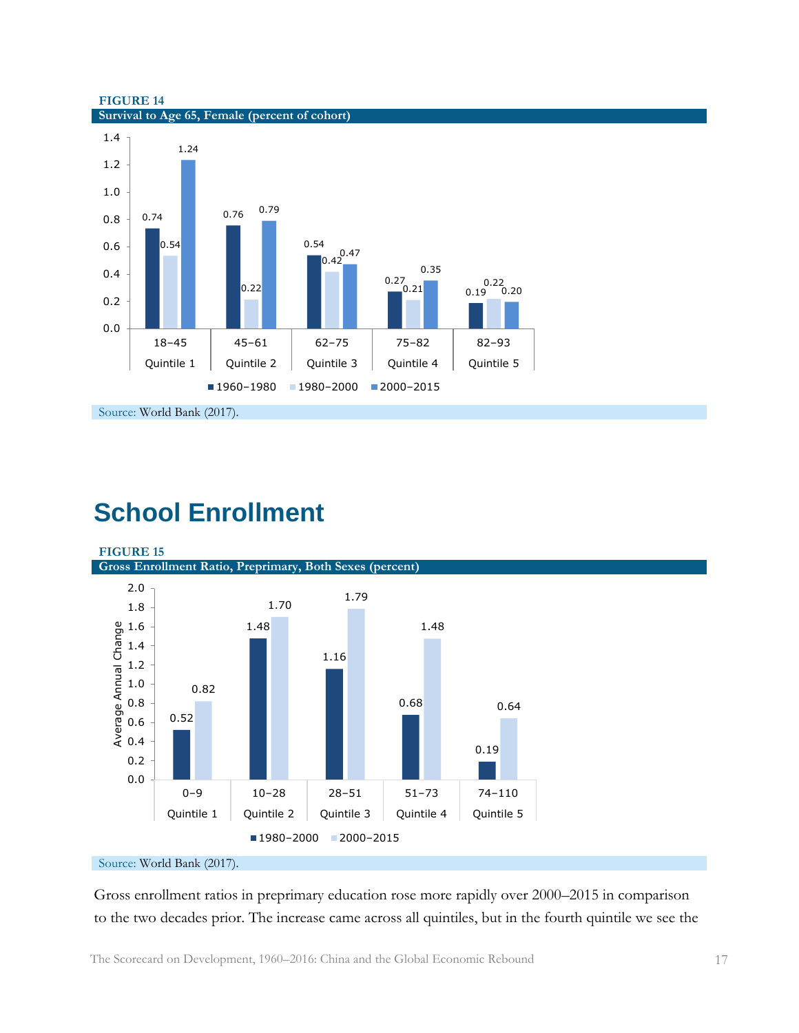**FIGURE 14**

**Survival to Age 65, Female (percent of cohort)**

| | 1960–1980 | 1980–2000 | 2000–2015 |
|---|---|---|---|
| 18–45 Quintile 1 | 0.74 | 0.54 | 1.24 |
| 45–61 Quintile 2 | 0.76 | 0.22 | 0.79 |
| 62–75 Quintile 3 | 0.54 | 0.42 | 0.47 |
| 75–82 Quintile 4 | 0.27 | 0.21 | 0.35 |
| 82–93 Quintile 5 | 0.19 | 0.22 | 0.20 |

Source: World Bank (2017).

# School Enrollment

**FIGURE 15**

**Gross Enrollment Ratio, Preprimary, Both Sexes (percent)**

Average Annual Change

| | 1980–2000 | 2000–2015 |
|---|---|---|
| 0–9 Quintile 1 | 0.52 | 0.82 |
| 10–28 Quintile 2 | 1.48 | 1.70 |
| 28–51 Quintile 3 | 1.16 | 1.79 |
| 51–73 Quintile 4 | 0.68 | 1.48 |
| 74–110 Quintile 5 | 0.19 | 0.64 |

Source: World Bank (2017).

Gross enrollment ratios in preprimary education rose more rapidly over 2000–2015 in comparison to the two decades prior. The increase came across all quintiles, but in the fourth quintile we see the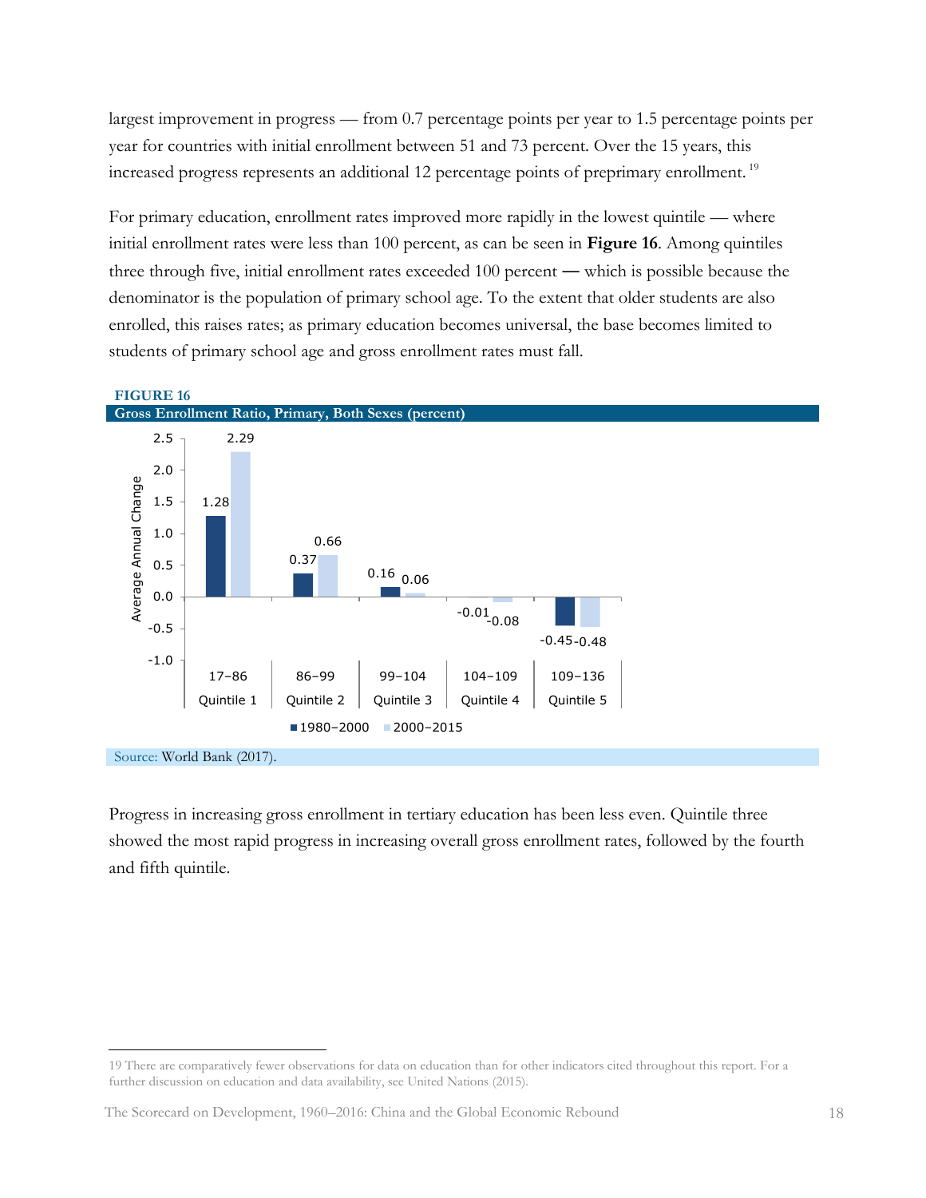largest improvement in progress — from 0.7 percentage points per year to 1.5 percentage points per year for countries with initial enrollment between 51 and 73 percent. Over the 15 years, this increased progress represents an additional 12 percentage points of preprimary enrollment.[19]

For primary education, enrollment rates improved more rapidly in the lowest quintile — where initial enrollment rates were less than 100 percent, as can be seen in **Figure 16**. Among quintiles three through five, initial enrollment rates exceeded 100 percent — which is possible because the denominator is the population of primary school age. To the extent that older students are also enrolled, this raises rates; as primary education becomes universal, the base becomes limited to students of primary school age and gross enrollment rates must fall.

**FIGURE 16**

**Gross Enrollment Ratio, Primary, Both Sexes (percent)**

Average Annual Change

| | 1980–2000 | 2000–2015 |
|---|---|---|
| 17–86 Quintile 1 | 1.28 | 2.29 |
| 86–99 Quintile 2 | 0.37 | 0.66 |
| 99–104 Quintile 3 | 0.16 | 0.06 |
| 104–109 Quintile 4 | -0.01 | -0.08 |
| 109–136 Quintile 5 | -0.45 | -0.48 |

Source: World Bank (2017).

Progress in increasing gross enrollment in tertiary education has been less even. Quintile three showed the most rapid progress in increasing overall gross enrollment rates, followed by the fourth and fifth quintile.

19 There are comparatively fewer observations for data on education than for other indicators cited throughout this report. For a further discussion on education and data availability, see United Nations (2015).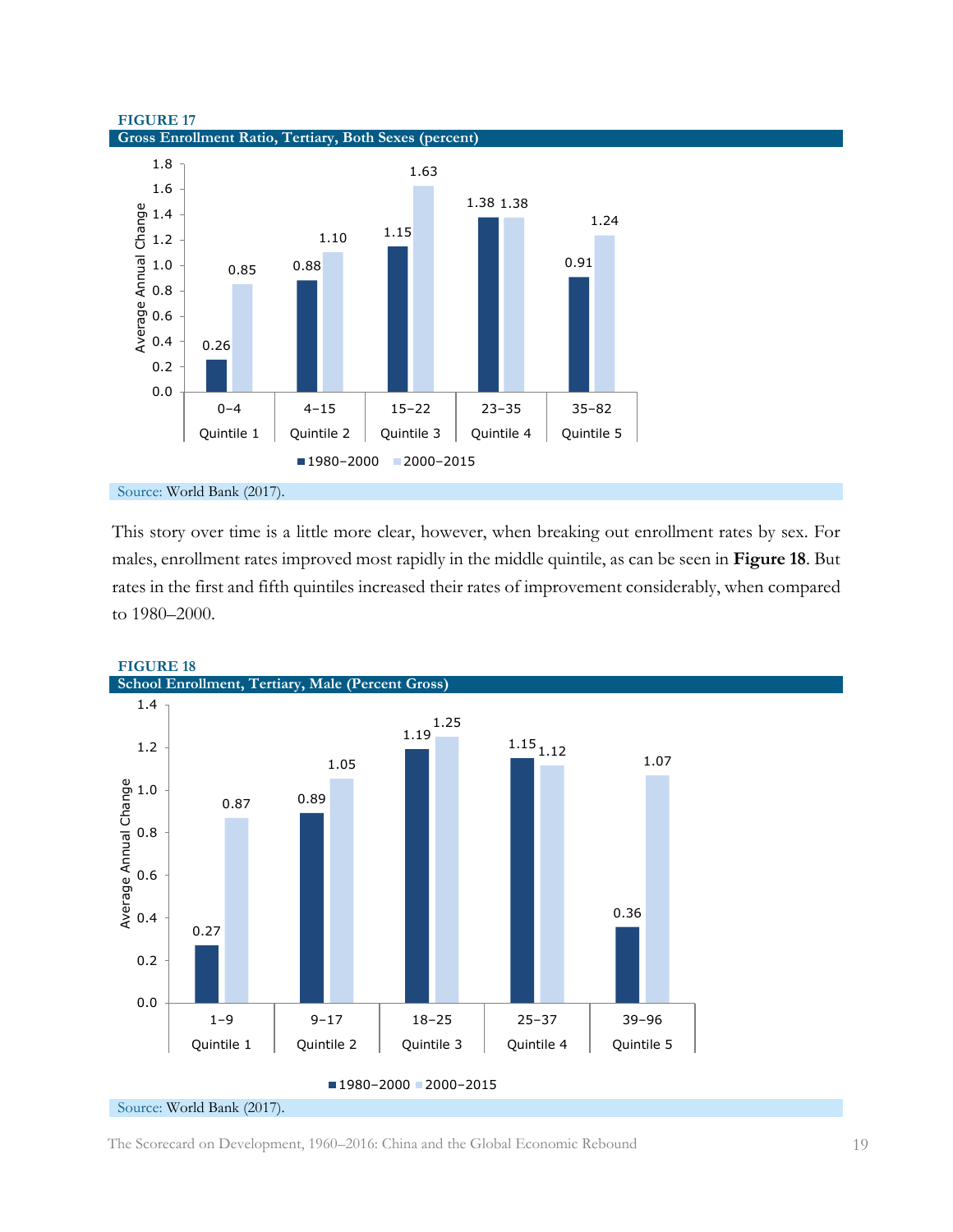**FIGURE 17**

**Gross Enrollment Ratio, Tertiary, Both Sexes (percent)**

| | Quintile 1 (0–4) | Quintile 2 (4–15) | Quintile 3 (15–22) | Quintile 4 (23–35) | Quintile 5 (35–82) |
|---|---|---|---|---|---|
| 1980–2000 | 0.26 | 0.88 | 1.15 | 1.38 | 0.91 |
| 2000–2015 | 0.85 | 1.10 | 1.63 | 1.38 | 1.24 |

Average Annual Change

Source: World Bank (2017).

This story over time is a little more clear, however, when breaking out enrollment rates by sex. For males, enrollment rates improved most rapidly in the middle quintile, as can be seen in **Figure 18**. But rates in the first and fifth quintiles increased their rates of improvement considerably, when compared to 1980–2000.

**FIGURE 18**

**School Enrollment, Tertiary, Male (Percent Gross)**

| | Quintile 1 (1–9) | Quintile 2 (9–17) | Quintile 3 (18–25) | Quintile 4 (25–37) | Quintile 5 (39–96) |
|---|---|---|---|---|---|
| 1980–2000 | 0.27 | 0.89 | 1.19 | 1.15 | 0.36 |
| 2000–2015 | 0.87 | 1.05 | 1.25 | 1.12 | 1.07 |

Average Annual Change

Source: World Bank (2017).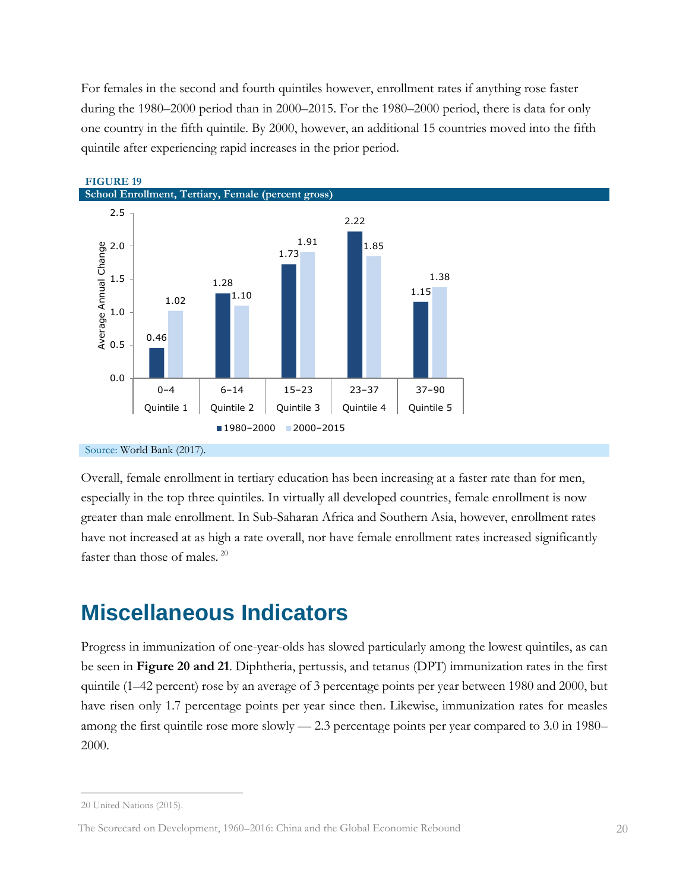For females in the second and fourth quintiles however, enrollment rates if anything rose faster during the 1980–2000 period than in 2000–2015. For the 1980–2000 period, there is data for only one country in the fifth quintile. By 2000, however, an additional 15 countries moved into the fifth quintile after experiencing rapid increases in the prior period.

**FIGURE 19**

**School Enrollment, Tertiary, Female (percent gross)**

| | 0–4 Quintile 1 | 6–14 Quintile 2 | 15–23 Quintile 3 | 23–37 Quintile 4 | 37–90 Quintile 5 |
|---|---|---|---|---|---|
| 1980–2000 | 0.46 | 1.28 | 1.73 | 2.22 | 1.15 |
| 2000–2015 | 1.02 | 1.10 | 1.91 | 1.85 | 1.38 |

Average Annual Change

Source: World Bank (2017).

Overall, female enrollment in tertiary education has been increasing at a faster rate than for men, especially in the top three quintiles. In virtually all developed countries, female enrollment is now greater than male enrollment. In Sub-Saharan Africa and Southern Asia, however, enrollment rates have not increased at as high a rate overall, nor have female enrollment rates increased significantly faster than those of males.[20]

# Miscellaneous Indicators

Progress in immunization of one-year-olds has slowed particularly among the lowest quintiles, as can be seen in **Figure 20 and 21**. Diphtheria, pertussis, and tetanus (DPT) immunization rates in the first quintile (1–42 percent) rose by an average of 3 percentage points per year between 1980 and 2000, but have risen only 1.7 percentage points per year since then. Likewise, immunization rates for measles among the first quintile rose more slowly — 2.3 percentage points per year compared to 3.0 in 1980–2000.

20 United Nations (2015).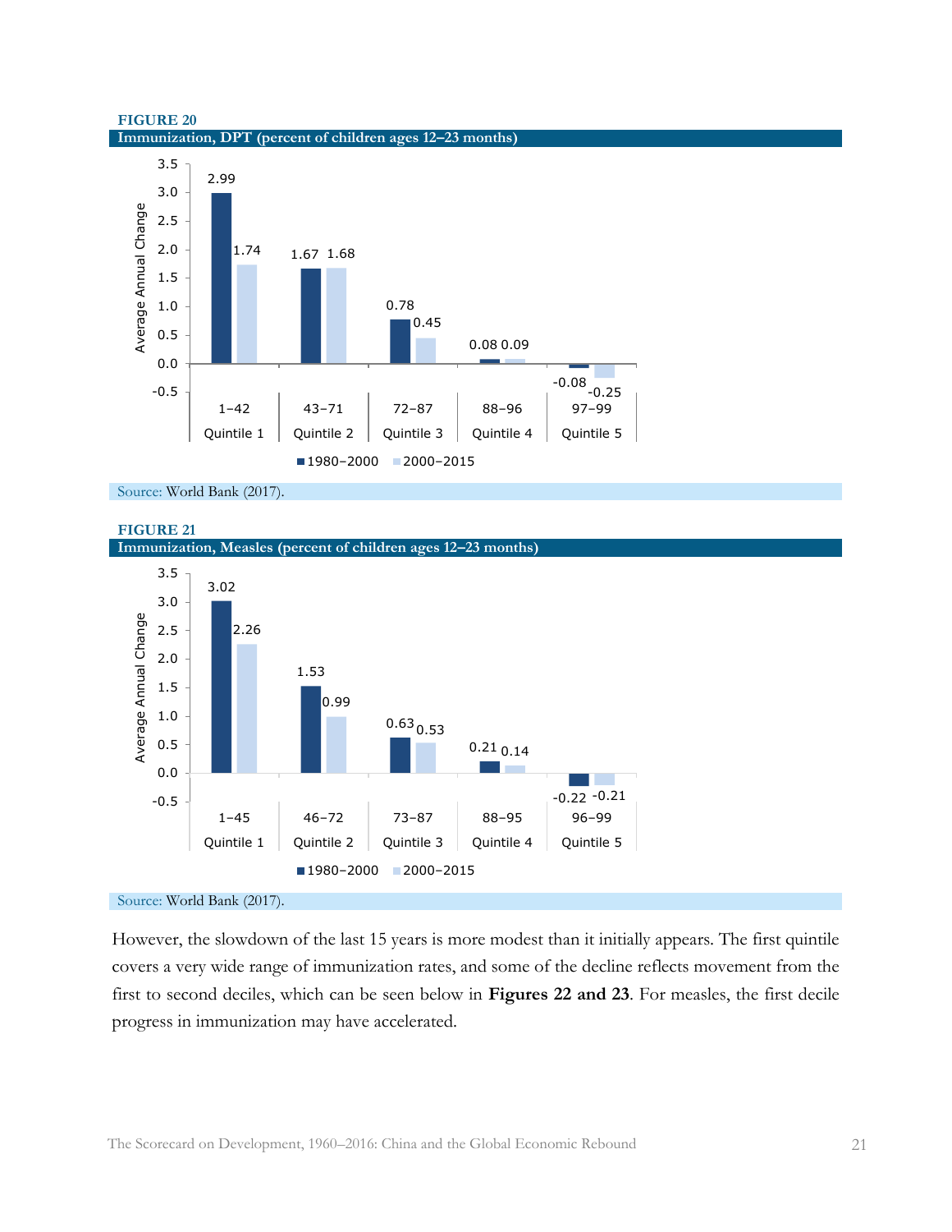**FIGURE 20**

**Immunization, DPT (percent of children ages 12–23 months)**

| Quintile | Range | 1980–2000 | 2000–2015 |
|---|---|---|---|
| Quintile 1 | 1–42 | 2.99 | 1.74 |
| Quintile 2 | 43–71 | 1.67 | 1.68 |
| Quintile 3 | 72–87 | 0.78 | 0.45 |
| Quintile 4 | 88–96 | 0.08 | 0.09 |
| Quintile 5 | 97–99 | -0.08 | -0.25 |

Average Annual Change

Source: World Bank (2017).

**FIGURE 21**

**Immunization, Measles (percent of children ages 12–23 months)**

| Quintile | Range | 1980–2000 | 2000–2015 |
|---|---|---|---|
| Quintile 1 | 1–45 | 3.02 | 2.26 |
| Quintile 2 | 46–72 | 1.53 | 0.99 |
| Quintile 3 | 73–87 | 0.63 | 0.53 |
| Quintile 4 | 88–95 | 0.21 | 0.14 |
| Quintile 5 | 96–99 | -0.22 | -0.21 |

Average Annual Change

Source: World Bank (2017).

However, the slowdown of the last 15 years is more modest than it initially appears. The first quintile covers a very wide range of immunization rates, and some of the decline reflects movement from the first to second deciles, which can be seen below in **Figures 22 and 23**. For measles, the first decile progress in immunization may have accelerated.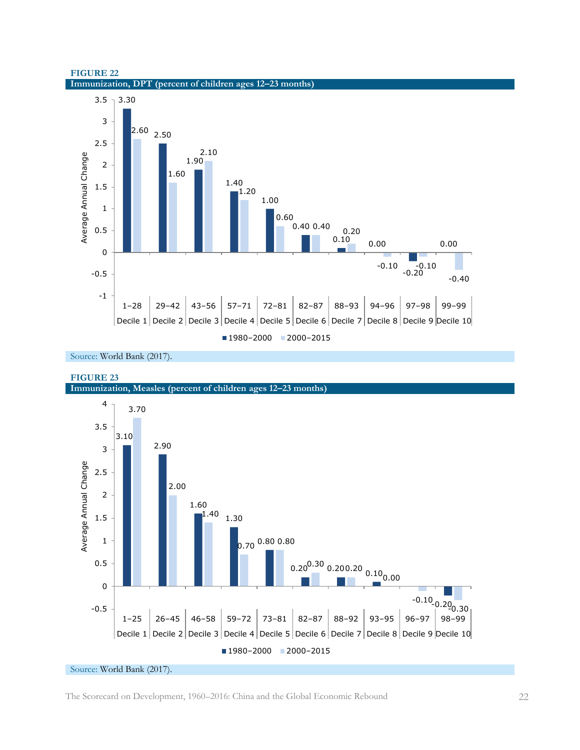**FIGURE 22**

**Immunization, DPT (percent of children ages 12–23 months)**

| Decile | Range | 1980–2000 | 2000–2015 |
|---|---|---|---|
| Decile 1 | 1–28 | 3.30 | 2.60 |
| Decile 2 | 29–42 | 2.50 | 1.60 |
| Decile 3 | 43–56 | 1.90 | 2.10 |
| Decile 4 | 57–71 | 1.40 | 1.20 |
| Decile 5 | 72–81 | 1.00 | 0.60 |
| Decile 6 | 82–87 | 0.40 | 0.40 |
| Decile 7 | 88–93 | 0.10 | 0.20 |
| Decile 8 | 94–96 | 0.00 | -0.10 |
| Decile 9 | 97–98 | -0.20 | -0.10 |
| Decile 10 | 99–99 | 0.00 | -0.40 |

Average Annual Change

Source: World Bank (2017).

**FIGURE 23**

**Immunization, Measles (percent of children ages 12–23 months)**

| Decile | Range | 1980–2000 | 2000–2015 |
|---|---|---|---|
| Decile 1 | 1–25 | 3.10 | 3.70 |
| Decile 2 | 26–45 | 2.90 | 2.00 |
| Decile 3 | 46–58 | 1.60 | 1.40 |
| Decile 4 | 59–72 | 1.30 | 0.70 |
| Decile 5 | 73–81 | 0.80 | 0.80 |
| Decile 6 | 82–87 | 0.20 | 0.30 |
| Decile 7 | 88–92 | 0.20 | 0.20 |
| Decile 8 | 93–95 | 0.10 | 0.00 |
| Decile 9 | 96–97 | | -0.10 |
| Decile 10 | 98–99 | -0.20 | -0.30 |

Average Annual Change

Source: World Bank (2017).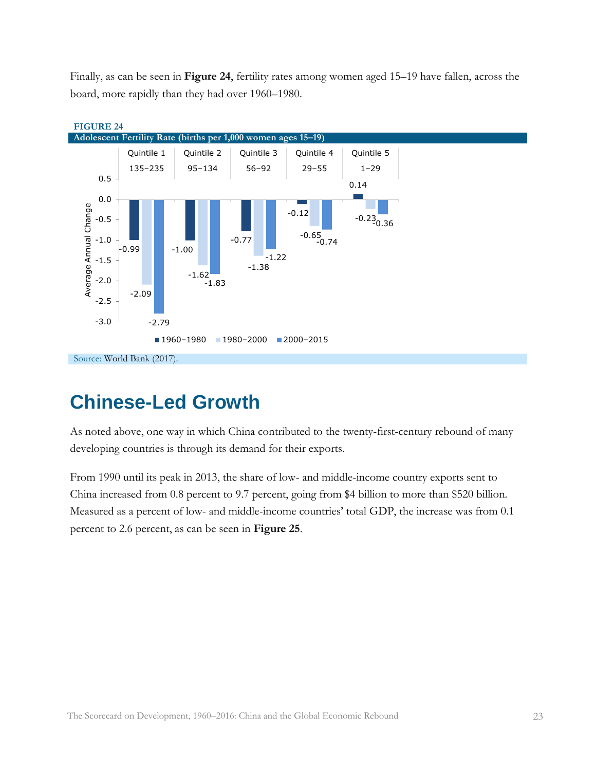Finally, as can be seen in **Figure 24**, fertility rates among women aged 15–19 have fallen, across the board, more rapidly than they had over 1960–1980.

**FIGURE 24**

**Adolescent Fertility Rate (births per 1,000 women ages 15–19)**

| Average Annual Change | Quintile 1 (135–235) | Quintile 2 (95–134) | Quintile 3 (56–92) | Quintile 4 (29–55) | Quintile 5 (1–29) |
|---|---|---|---|---|---|
| 1960–1980 | -0.99 | -1.00 | -0.77 | -0.12 | 0.14 |
| 1980–2000 | -2.09 | -1.62 | -1.38 | -0.65 | -0.23 |
| 2000–2015 | -2.79 | -1.83 | -1.22 | -0.74 | -0.36 |

Source: World Bank (2017).

# Chinese-Led Growth

As noted above, one way in which China contributed to the twenty-first-century rebound of many developing countries is through its demand for their exports.

From 1990 until its peak in 2013, the share of low- and middle-income country exports sent to China increased from 0.8 percent to 9.7 percent, going from $4 billion to more than $520 billion. Measured as a percent of low- and middle-income countries' total GDP, the increase was from 0.1 percent to 2.6 percent, as can be seen in **Figure 25**.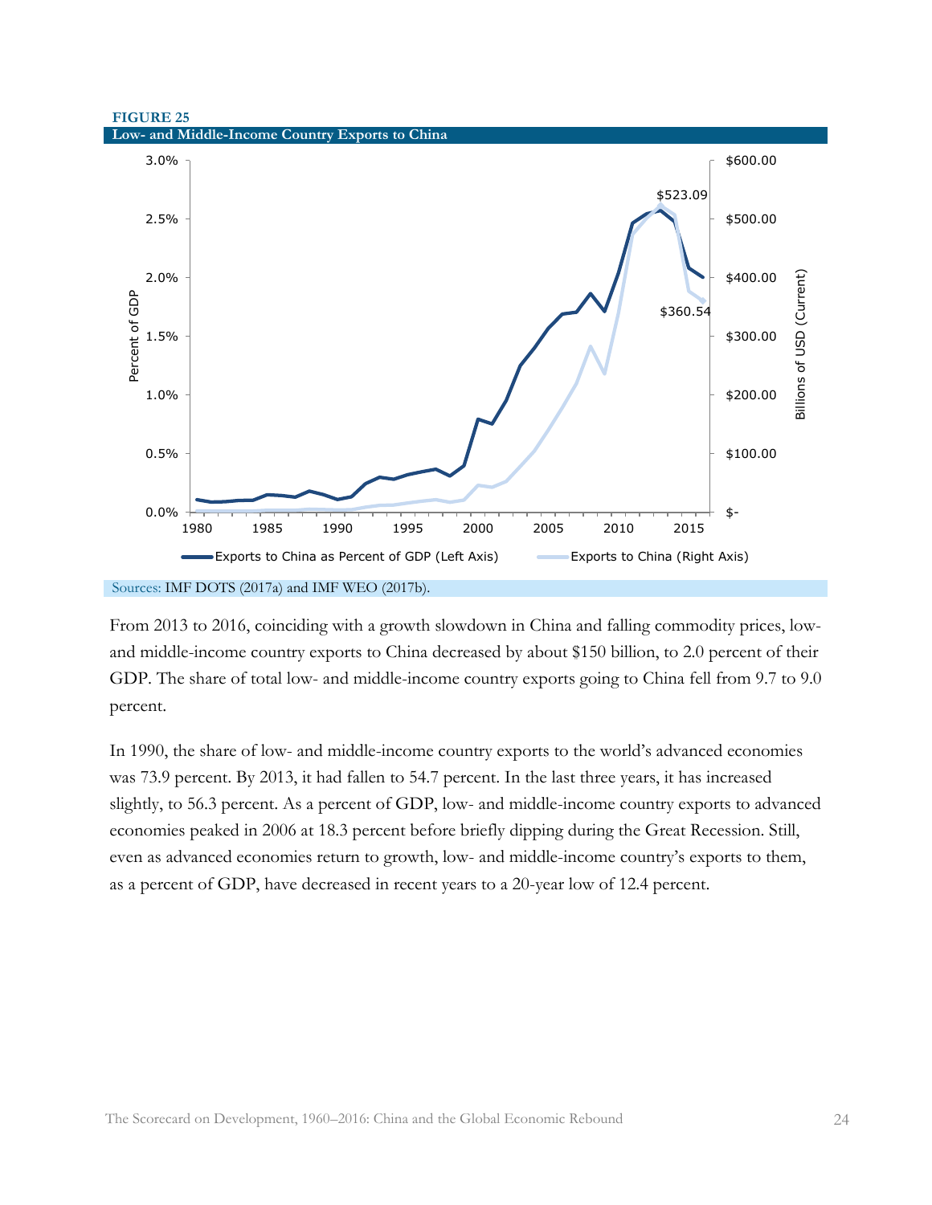**FIGURE 25**

**Low- and Middle-Income Country Exports to China**

Sources: IMF DOTS (2017a) and IMF WEO (2017b).

From 2013 to 2016, coinciding with a growth slowdown in China and falling commodity prices, low- and middle-income country exports to China decreased by about $150 billion, to 2.0 percent of their GDP. The share of total low- and middle-income country exports going to China fell from 9.7 to 9.0 percent.

In 1990, the share of low- and middle-income country exports to the world's advanced economies was 73.9 percent. By 2013, it had fallen to 54.7 percent. In the last three years, it has increased slightly, to 56.3 percent. As a percent of GDP, low- and middle-income country exports to advanced economies peaked in 2006 at 18.3 percent before briefly dipping during the Great Recession. Still, even as advanced economies return to growth, low- and middle-income country's exports to them, as a percent of GDP, have decreased in recent years to a 20-year low of 12.4 percent.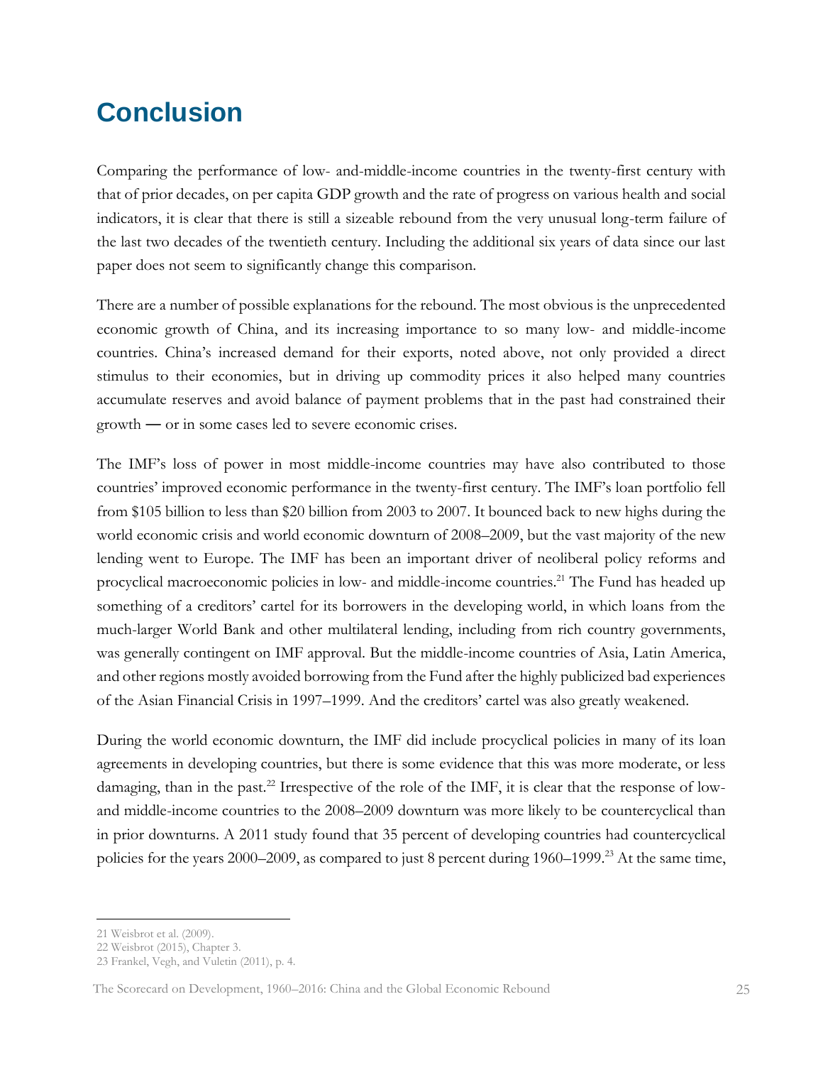# Conclusion

Comparing the performance of low- and-middle-income countries in the twenty-first century with that of prior decades, on per capita GDP growth and the rate of progress on various health and social indicators, it is clear that there is still a sizeable rebound from the very unusual long-term failure of the last two decades of the twentieth century. Including the additional six years of data since our last paper does not seem to significantly change this comparison.

There are a number of possible explanations for the rebound. The most obvious is the unprecedented economic growth of China, and its increasing importance to so many low- and middle-income countries. China's increased demand for their exports, noted above, not only provided a direct stimulus to their economies, but in driving up commodity prices it also helped many countries accumulate reserves and avoid balance of payment problems that in the past had constrained their growth — or in some cases led to severe economic crises.

The IMF's loss of power in most middle-income countries may have also contributed to those countries' improved economic performance in the twenty-first century. The IMF's loan portfolio fell from $105 billion to less than $20 billion from 2003 to 2007. It bounced back to new highs during the world economic crisis and world economic downturn of 2008–2009, but the vast majority of the new lending went to Europe. The IMF has been an important driver of neoliberal policy reforms and procyclical macroeconomic policies in low- and middle-income countries.[21] The Fund has headed up something of a creditors' cartel for its borrowers in the developing world, in which loans from the much-larger World Bank and other multilateral lending, including from rich country governments, was generally contingent on IMF approval. But the middle-income countries of Asia, Latin America, and other regions mostly avoided borrowing from the Fund after the highly publicized bad experiences of the Asian Financial Crisis in 1997–1999. And the creditors' cartel was also greatly weakened.

During the world economic downturn, the IMF did include procyclical policies in many of its loan agreements in developing countries, but there is some evidence that this was more moderate, or less damaging, than in the past.[22] Irrespective of the role of the IMF, it is clear that the response of low- and middle-income countries to the 2008–2009 downturn was more likely to be countercyclical than in prior downturns. A 2011 study found that 35 percent of developing countries had countercyclical policies for the years 2000–2009, as compared to just 8 percent during 1960–1999.[23] At the same time,

21 Weisbrot et al. (2009).
22 Weisbrot (2015), Chapter 3.
23 Frankel, Vegh, and Vuletin (2011), p. 4.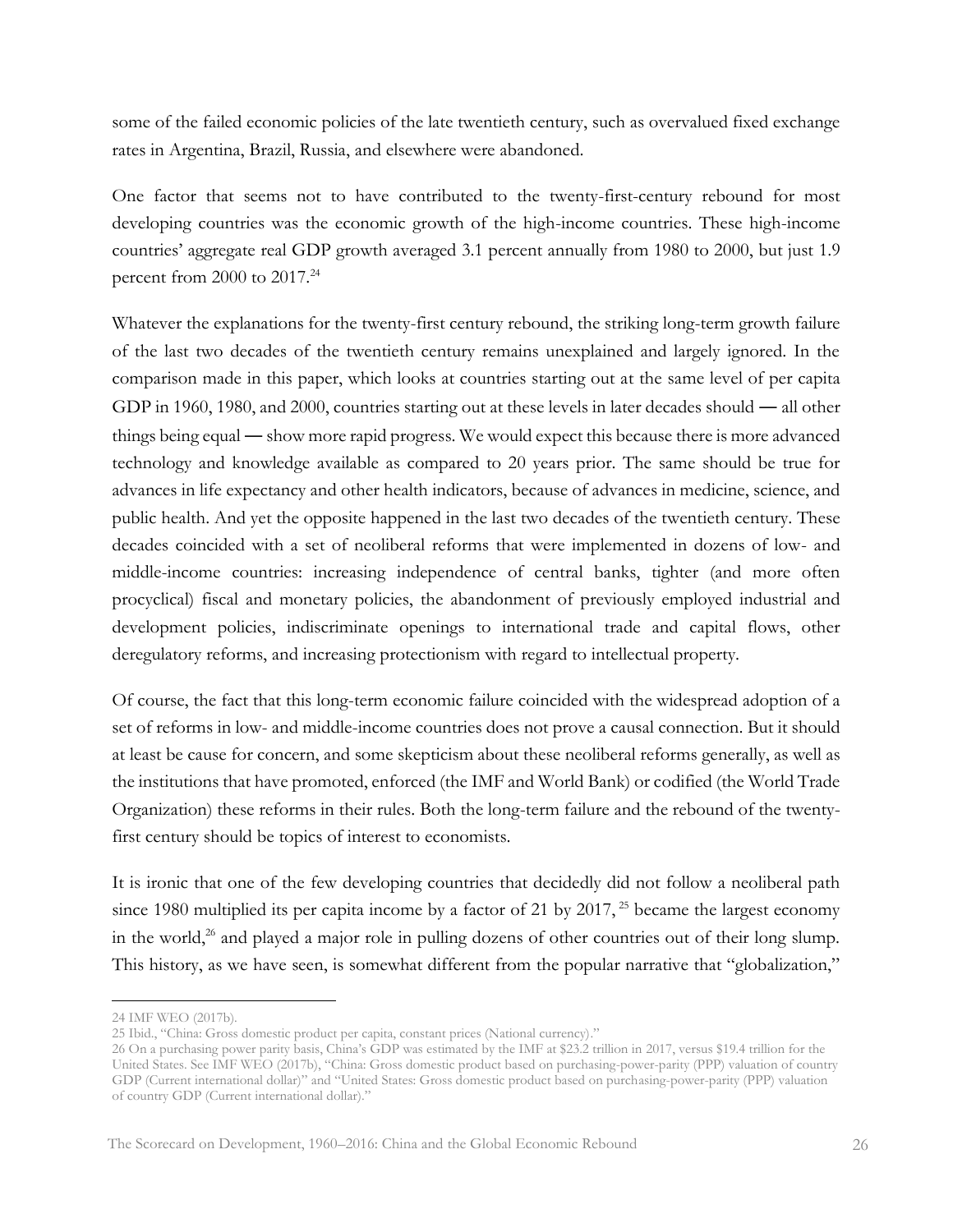some of the failed economic policies of the late twentieth century, such as overvalued fixed exchange rates in Argentina, Brazil, Russia, and elsewhere were abandoned.

One factor that seems not to have contributed to the twenty-first-century rebound for most developing countries was the economic growth of the high-income countries. These high-income countries' aggregate real GDP growth averaged 3.1 percent annually from 1980 to 2000, but just 1.9 percent from 2000 to 2017.[24]

Whatever the explanations for the twenty-first century rebound, the striking long-term growth failure of the last two decades of the twentieth century remains unexplained and largely ignored. In the comparison made in this paper, which looks at countries starting out at the same level of per capita GDP in 1960, 1980, and 2000, countries starting out at these levels in later decades should — all other things being equal — show more rapid progress. We would expect this because there is more advanced technology and knowledge available as compared to 20 years prior. The same should be true for advances in life expectancy and other health indicators, because of advances in medicine, science, and public health. And yet the opposite happened in the last two decades of the twentieth century. These decades coincided with a set of neoliberal reforms that were implemented in dozens of low- and middle-income countries: increasing independence of central banks, tighter (and more often procyclical) fiscal and monetary policies, the abandonment of previously employed industrial and development policies, indiscriminate openings to international trade and capital flows, other deregulatory reforms, and increasing protectionism with regard to intellectual property.

Of course, the fact that this long-term economic failure coincided with the widespread adoption of a set of reforms in low- and middle-income countries does not prove a causal connection. But it should at least be cause for concern, and some skepticism about these neoliberal reforms generally, as well as the institutions that have promoted, enforced (the IMF and World Bank) or codified (the World Trade Organization) these reforms in their rules. Both the long-term failure and the rebound of the twenty-first century should be topics of interest to economists.

It is ironic that one of the few developing countries that decidedly did not follow a neoliberal path since 1980 multiplied its per capita income by a factor of 21 by 2017,[25] became the largest economy in the world,[26] and played a major role in pulling dozens of other countries out of their long slump. This history, as we have seen, is somewhat different from the popular narrative that "globalization,"

---

24 IMF WEO (2017b).

25 Ibid., "China: Gross domestic product per capita, constant prices (National currency)."

26 On a purchasing power parity basis, China's GDP was estimated by the IMF at $23.2 trillion in 2017, versus $19.4 trillion for the United States. See IMF WEO (2017b), "China: Gross domestic product based on purchasing-power-parity (PPP) valuation of country GDP (Current international dollar)" and "United States: Gross domestic product based on purchasing-power-parity (PPP) valuation of country GDP (Current international dollar)."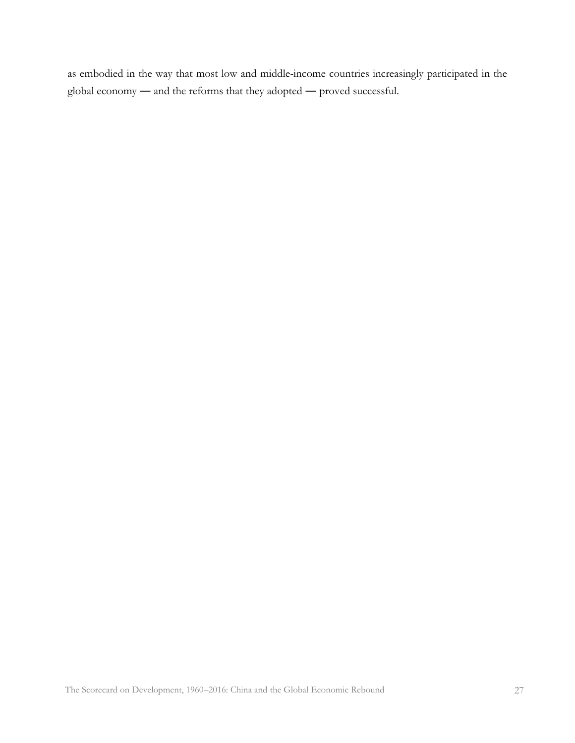as embodied in the way that most low and middle-income countries increasingly participated in the global economy — and the reforms that they adopted — proved successful.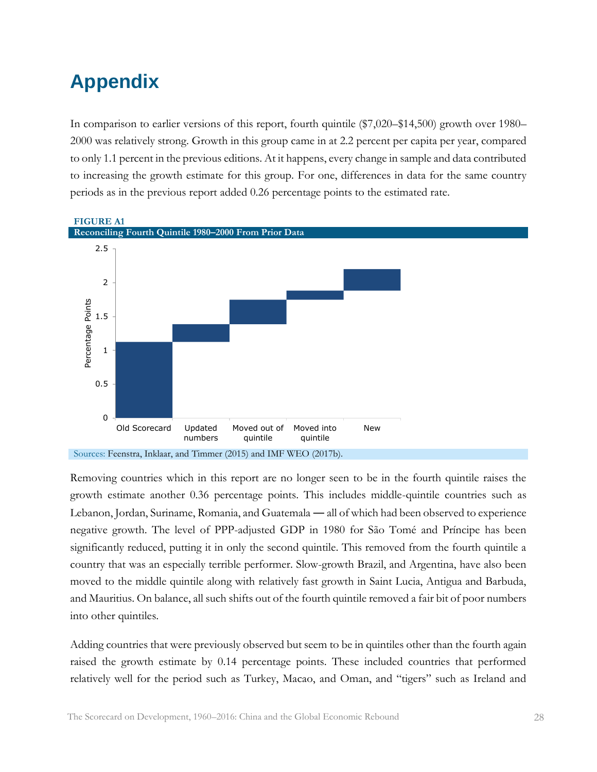# Appendix

In comparison to earlier versions of this report, fourth quintile ($7,020–$14,500) growth over 1980–2000 was relatively strong. Growth in this group came in at 2.2 percent per capita per year, compared to only 1.1 percent in the previous editions. At it happens, every change in sample and data contributed to increasing the growth estimate for this group. For one, differences in data for the same country periods as in the previous report added 0.26 percentage points to the estimated rate.

**FIGURE A1**
**Reconciling Fourth Quintile 1980–2000 From Prior Data**

Sources: Feenstra, Inklaar, and Timmer (2015) and IMF WEO (2017b).

Removing countries which in this report are no longer seen to be in the fourth quintile raises the growth estimate another 0.36 percentage points. This includes middle-quintile countries such as Lebanon, Jordan, Suriname, Romania, and Guatemala — all of which had been observed to experience negative growth. The level of PPP-adjusted GDP in 1980 for São Tomé and Príncipe has been significantly reduced, putting it in only the second quintile. This removed from the fourth quintile a country that was an especially terrible performer. Slow-growth Brazil, and Argentina, have also been moved to the middle quintile along with relatively fast growth in Saint Lucia, Antigua and Barbuda, and Mauritius. On balance, all such shifts out of the fourth quintile removed a fair bit of poor numbers into other quintiles.

Adding countries that were previously observed but seem to be in quintiles other than the fourth again raised the growth estimate by 0.14 percentage points. These included countries that performed relatively well for the period such as Turkey, Macao, and Oman, and "tigers" such as Ireland and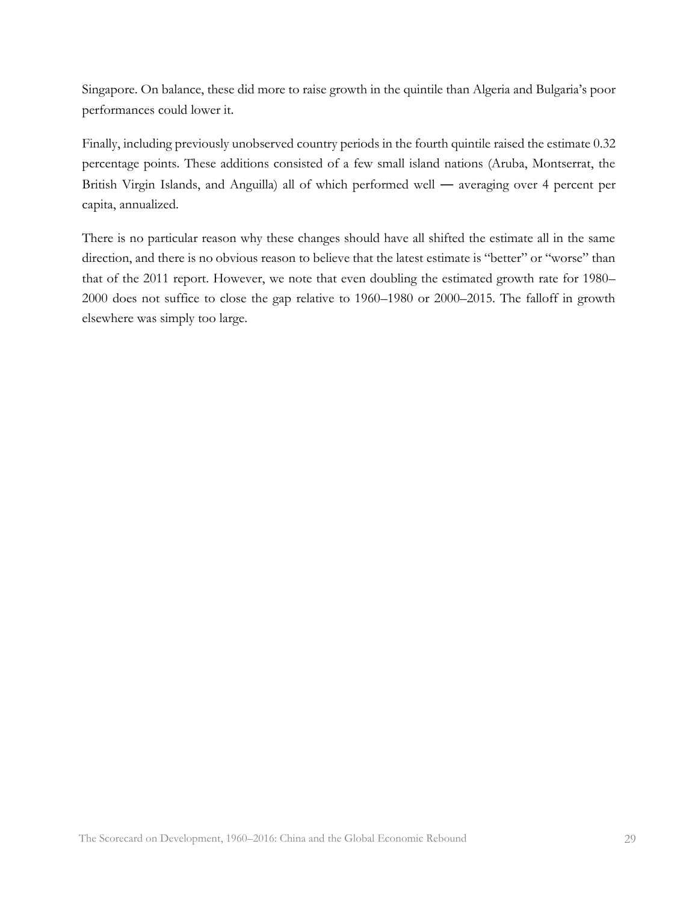Singapore. On balance, these did more to raise growth in the quintile than Algeria and Bulgaria's poor performances could lower it.

Finally, including previously unobserved country periods in the fourth quintile raised the estimate 0.32 percentage points. These additions consisted of a few small island nations (Aruba, Montserrat, the British Virgin Islands, and Anguilla) all of which performed well — averaging over 4 percent per capita, annualized.

There is no particular reason why these changes should have all shifted the estimate all in the same direction, and there is no obvious reason to believe that the latest estimate is "better" or "worse" than that of the 2011 report. However, we note that even doubling the estimated growth rate for 1980–2000 does not suffice to close the gap relative to 1960–1980 or 2000–2015. The falloff in growth elsewhere was simply too large.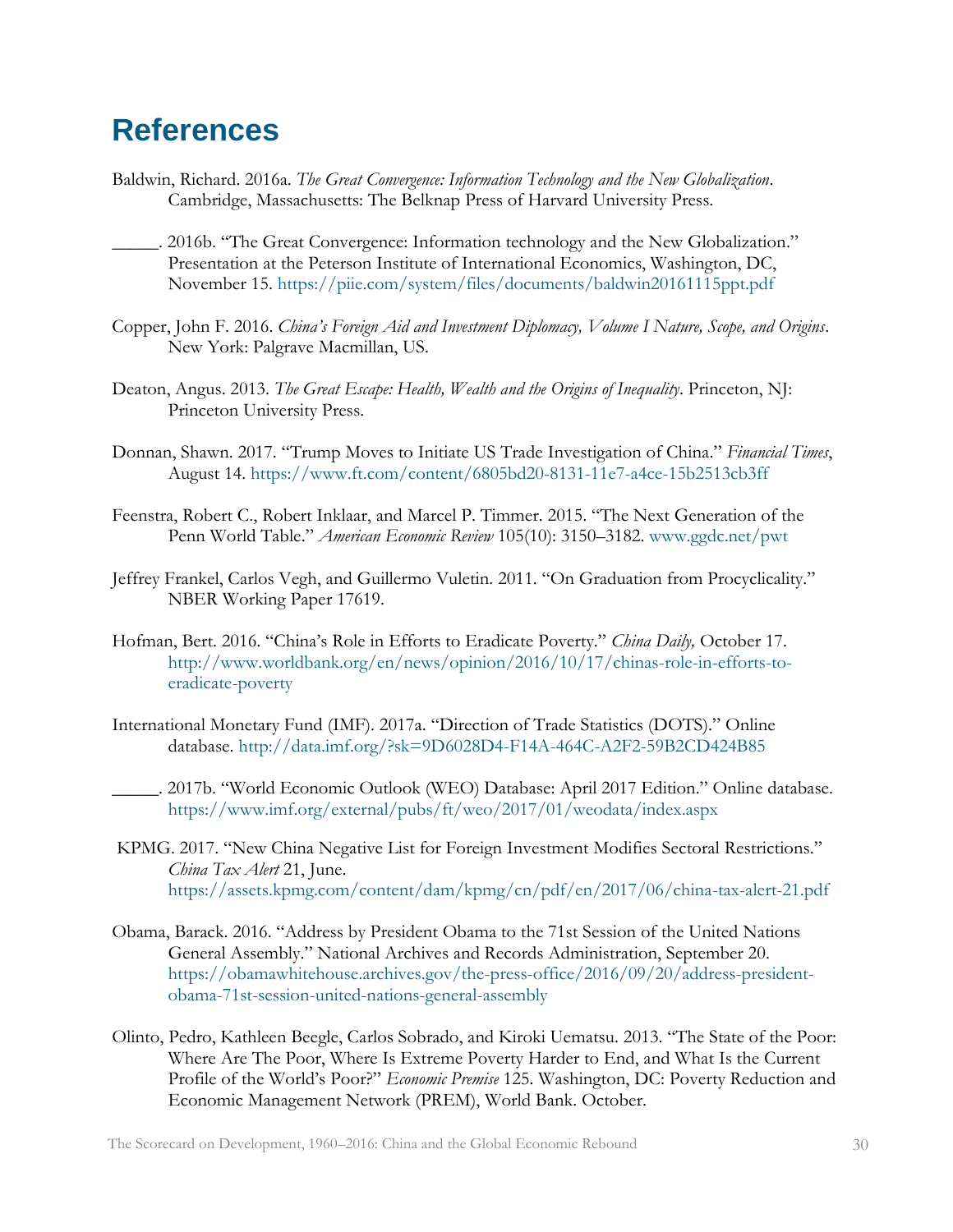# References

Baldwin, Richard. 2016a. *The Great Convergence: Information Technology and the New Globalization*. Cambridge, Massachusetts: The Belknap Press of Harvard University Press.

_____. 2016b. "The Great Convergence: Information technology and the New Globalization." Presentation at the Peterson Institute of International Economics, Washington, DC, November 15. https://piie.com/system/files/documents/baldwin20161115ppt.pdf

Copper, John F. 2016. *China's Foreign Aid and Investment Diplomacy, Volume I Nature, Scope, and Origins*. New York: Palgrave Macmillan, US.

Deaton, Angus. 2013. *The Great Escape: Health, Wealth and the Origins of Inequality*. Princeton, NJ: Princeton University Press.

Donnan, Shawn. 2017. "Trump Moves to Initiate US Trade Investigation of China." *Financial Times*, August 14. https://www.ft.com/content/6805bd20-8131-11e7-a4ce-15b2513cb3ff

Feenstra, Robert C., Robert Inklaar, and Marcel P. Timmer. 2015. "The Next Generation of the Penn World Table." *American Economic Review* 105(10): 3150–3182. www.ggdc.net/pwt

Jeffrey Frankel, Carlos Vegh, and Guillermo Vuletin. 2011. "On Graduation from Procyclicality." NBER Working Paper 17619.

Hofman, Bert. 2016. "China's Role in Efforts to Eradicate Poverty." *China Daily,* October 17. http://www.worldbank.org/en/news/opinion/2016/10/17/chinas-role-in-efforts-to-eradicate-poverty

International Monetary Fund (IMF). 2017a. "Direction of Trade Statistics (DOTS)." Online database. http://data.imf.org/?sk=9D6028D4-F14A-464C-A2F2-59B2CD424B85

_____. 2017b. "World Economic Outlook (WEO) Database: April 2017 Edition." Online database. https://www.imf.org/external/pubs/ft/weo/2017/01/weodata/index.aspx

KPMG. 2017. "New China Negative List for Foreign Investment Modifies Sectoral Restrictions." *China Tax Alert* 21, June. https://assets.kpmg.com/content/dam/kpmg/cn/pdf/en/2017/06/china-tax-alert-21.pdf

Obama, Barack. 2016. "Address by President Obama to the 71st Session of the United Nations General Assembly." National Archives and Records Administration, September 20. https://obamawhitehouse.archives.gov/the-press-office/2016/09/20/address-president-obama-71st-session-united-nations-general-assembly

Olinto, Pedro, Kathleen Beegle, Carlos Sobrado, and Kiroki Uematsu. 2013. "The State of the Poor: Where Are The Poor, Where Is Extreme Poverty Harder to End, and What Is the Current Profile of the World's Poor?" *Economic Premise* 125. Washington, DC: Poverty Reduction and Economic Management Network (PREM), World Bank. October.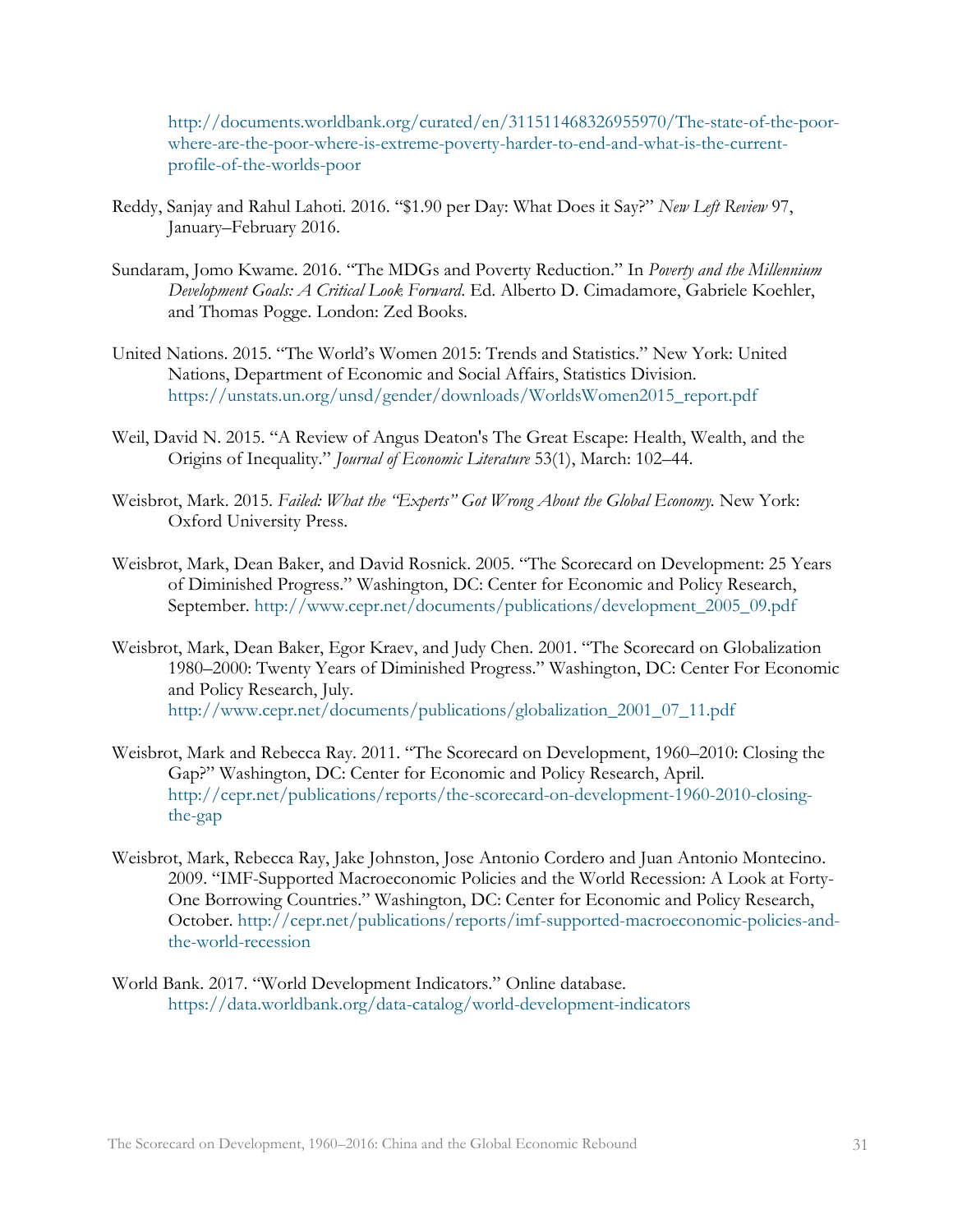http://documents.worldbank.org/curated/en/311511468326955970/The-state-of-the-poor-where-are-the-poor-where-is-extreme-poverty-harder-to-end-and-what-is-the-current-profile-of-the-worlds-poor

Reddy, Sanjay and Rahul Lahoti. 2016. "$1.90 per Day: What Does it Say?" *New Left Review* 97, January–February 2016.

Sundaram, Jomo Kwame. 2016. "The MDGs and Poverty Reduction." In *Poverty and the Millennium Development Goals: A Critical Look Forward*. Ed. Alberto D. Cimadamore, Gabriele Koehler, and Thomas Pogge. London: Zed Books.

United Nations. 2015. "The World's Women 2015: Trends and Statistics." New York: United Nations, Department of Economic and Social Affairs, Statistics Division. https://unstats.un.org/unsd/gender/downloads/WorldsWomen2015_report.pdf

Weil, David N. 2015. "A Review of Angus Deaton's The Great Escape: Health, Wealth, and the Origins of Inequality." *Journal of Economic Literature* 53(1), March: 102–44.

Weisbrot, Mark. 2015. *Failed: What the "Experts" Got Wrong About the Global Economy.* New York: Oxford University Press.

Weisbrot, Mark, Dean Baker, and David Rosnick. 2005. "The Scorecard on Development: 25 Years of Diminished Progress." Washington, DC: Center for Economic and Policy Research, September. http://www.cepr.net/documents/publications/development_2005_09.pdf

Weisbrot, Mark, Dean Baker, Egor Kraev, and Judy Chen. 2001. "The Scorecard on Globalization 1980–2000: Twenty Years of Diminished Progress." Washington, DC: Center For Economic and Policy Research, July. http://www.cepr.net/documents/publications/globalization_2001_07_11.pdf

Weisbrot, Mark and Rebecca Ray. 2011. "The Scorecard on Development, 1960–2010: Closing the Gap?" Washington, DC: Center for Economic and Policy Research, April. http://cepr.net/publications/reports/the-scorecard-on-development-1960-2010-closing-the-gap

Weisbrot, Mark, Rebecca Ray, Jake Johnston, Jose Antonio Cordero and Juan Antonio Montecino. 2009. "IMF-Supported Macroeconomic Policies and the World Recession: A Look at Forty-One Borrowing Countries." Washington, DC: Center for Economic and Policy Research, October. http://cepr.net/publications/reports/imf-supported-macroeconomic-policies-and-the-world-recession

World Bank. 2017. "World Development Indicators." Online database. https://data.worldbank.org/data-catalog/world-development-indicators